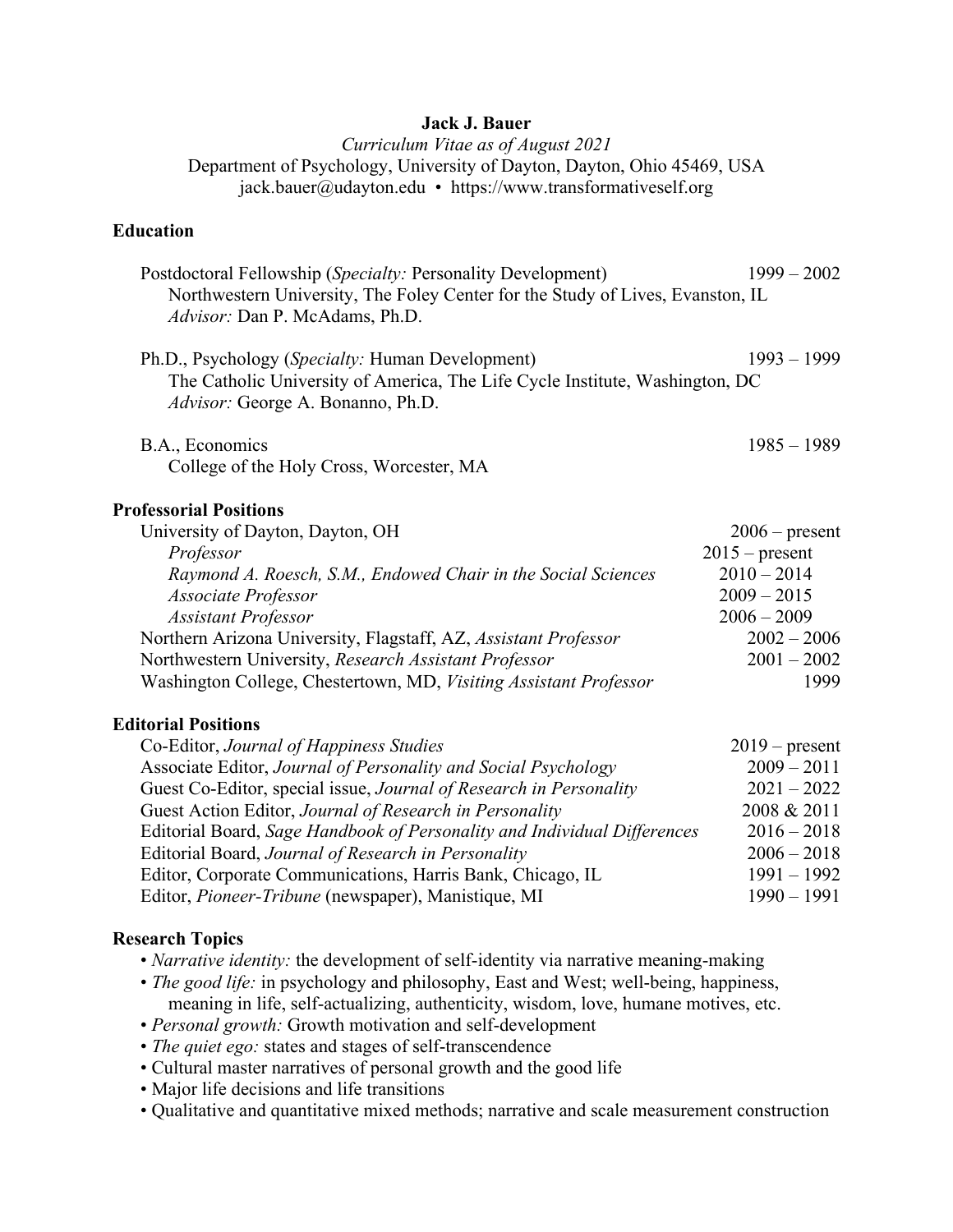# Jack J. Bauer

*Curriculum Vitae as of August 2021*

Department of Psychology, University of Dayton, Dayton, Ohio 45469, USA

jack.bauer@udayton.edu • https://www.transformativeself.org

## Education

Postdoctoral Fellowship (*Specialty:* Personality Development) — 1999 – 2002
Northwestern University, The Foley Center for the Study of Lives, Evanston, IL
*Advisor:* Dan P. McAdams, Ph.D.

Ph.D., Psychology (*Specialty:* Human Development) — 1993 – 1999
The Catholic University of America, The Life Cycle Institute, Washington, DC
*Advisor:* George A. Bonanno, Ph.D.

B.A., Economics — 1985 – 1989
College of the Holy Cross, Worcester, MA

## Professorial Positions

| | |
|---|---|
| University of Dayton, Dayton, OH | 2006 – present |
| *Professor* | 2015 – present |
| *Raymond A. Roesch, S.M., Endowed Chair in the Social Sciences* | 2010 – 2014 |
| *Associate Professor* | 2009 – 2015 |
| *Assistant Professor* | 2006 – 2009 |
| Northern Arizona University, Flagstaff, AZ, *Assistant Professor* | 2002 – 2006 |
| Northwestern University, *Research Assistant Professor* | 2001 – 2002 |
| Washington College, Chestertown, MD, *Visiting Assistant Professor* | 1999 |

## Editorial Positions

| | |
|---|---|
| Co-Editor, *Journal of Happiness Studies* | 2019 – present |
| Associate Editor, *Journal of Personality and Social Psychology* | 2009 – 2011 |
| Guest Co-Editor, special issue, *Journal of Research in Personality* | 2021 – 2022 |
| Guest Action Editor, *Journal of Research in Personality* | 2008 & 2011 |
| Editorial Board, *Sage Handbook of Personality and Individual Differences* | 2016 – 2018 |
| Editorial Board, *Journal of Research in Personality* | 2006 – 2018 |
| Editor, Corporate Communications, Harris Bank, Chicago, IL | 1991 – 1992 |
| Editor, *Pioneer-Tribune* (newspaper), Manistique, MI | 1990 – 1991 |

## Research Topics

- *Narrative identity:* the development of self-identity via narrative meaning-making
- *The good life:* in psychology and philosophy, East and West; well-being, happiness, meaning in life, self-actualizing, authenticity, wisdom, love, humane motives, etc.
- *Personal growth:* Growth motivation and self-development
- *The quiet ego:* states and stages of self-transcendence
- Cultural master narratives of personal growth and the good life
- Major life decisions and life transitions
- Qualitative and quantitative mixed methods; narrative and scale measurement construction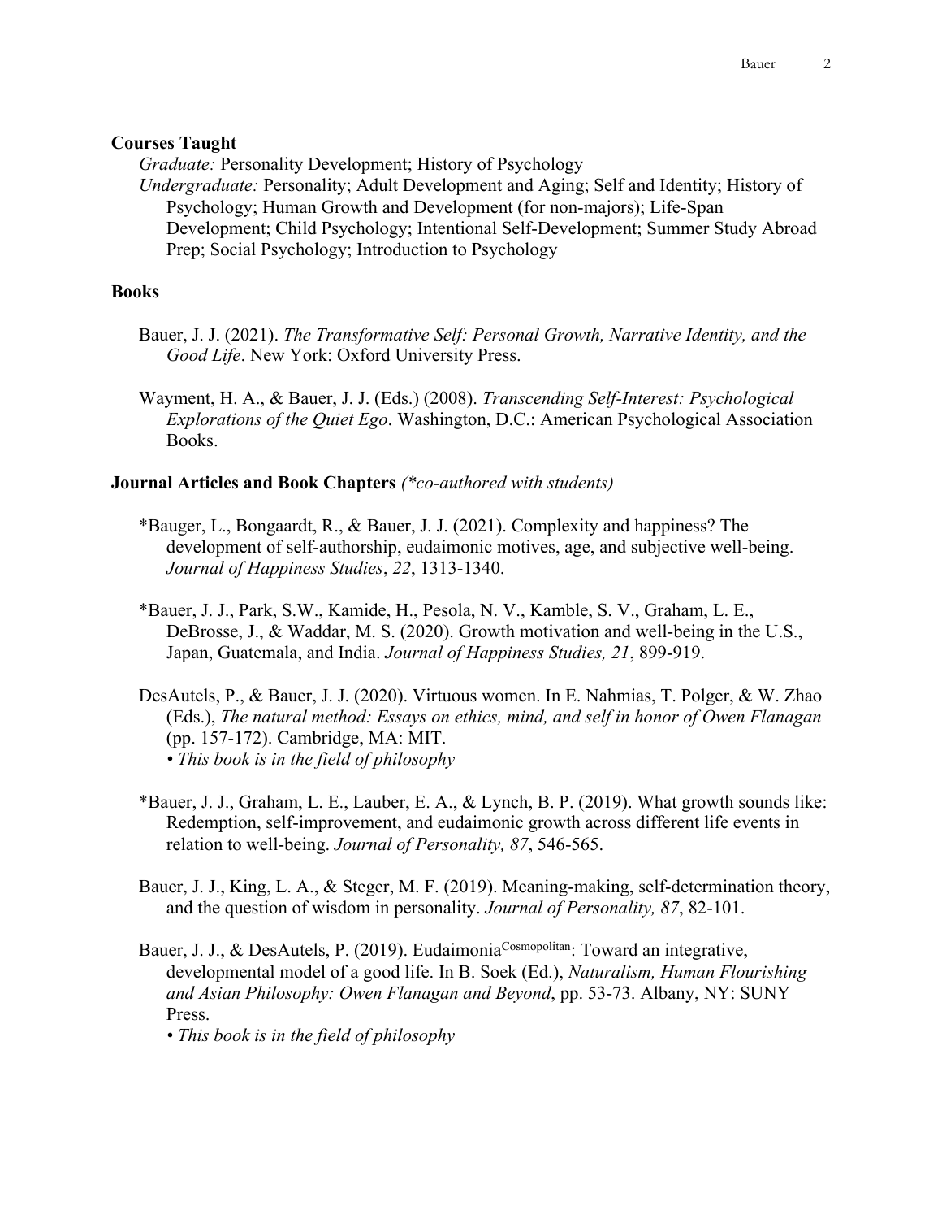## Courses Taught

*Graduate:* Personality Development; History of Psychology

*Undergraduate:* Personality; Adult Development and Aging; Self and Identity; History of Psychology; Human Growth and Development (for non-majors); Life-Span Development; Child Psychology; Intentional Self-Development; Summer Study Abroad Prep; Social Psychology; Introduction to Psychology

## Books

Bauer, J. J. (2021). *The Transformative Self: Personal Growth, Narrative Identity, and the Good Life*. New York: Oxford University Press.

Wayment, H. A., & Bauer, J. J. (Eds.) (2008). *Transcending Self-Interest: Psychological Explorations of the Quiet Ego*. Washington, D.C.: American Psychological Association Books.

## Journal Articles and Book Chapters *(*co-authored with students)*

*Bauger, L., Bongaardt, R., & Bauer, J. J. (2021). Complexity and happiness? The development of self-authorship, eudaimonic motives, age, and subjective well-being. *Journal of Happiness Studies*, *22*, 1313-1340.

*Bauer, J. J., Park, S.W., Kamide, H., Pesola, N. V., Kamble, S. V., Graham, L. E., DeBrosse, J., & Waddar, M. S. (2020). Growth motivation and well-being in the U.S., Japan, Guatemala, and India. *Journal of Happiness Studies, 21*, 899-919.

DesAutels, P., & Bauer, J. J. (2020). Virtuous women. In E. Nahmias, T. Polger, & W. Zhao (Eds.), *The natural method: Essays on ethics, mind, and self in honor of Owen Flanagan* (pp. 157-172). Cambridge, MA: MIT.
*• This book is in the field of philosophy*

*Bauer, J. J., Graham, L. E., Lauber, E. A., & Lynch, B. P. (2019). What growth sounds like: Redemption, self-improvement, and eudaimonic growth across different life events in relation to well-being. *Journal of Personality, 87*, 546-565.

Bauer, J. J., King, L. A., & Steger, M. F. (2019). Meaning-making, self-determination theory, and the question of wisdom in personality. *Journal of Personality, 87*, 82-101.

Bauer, J. J., & DesAutels, P. (2019). Eudaimonia[Cosmopolitan]: Toward an integrative, developmental model of a good life. In B. Soek (Ed.), *Naturalism, Human Flourishing and Asian Philosophy: Owen Flanagan and Beyond*, pp. 53-73. Albany, NY: SUNY Press.
*• This book is in the field of philosophy*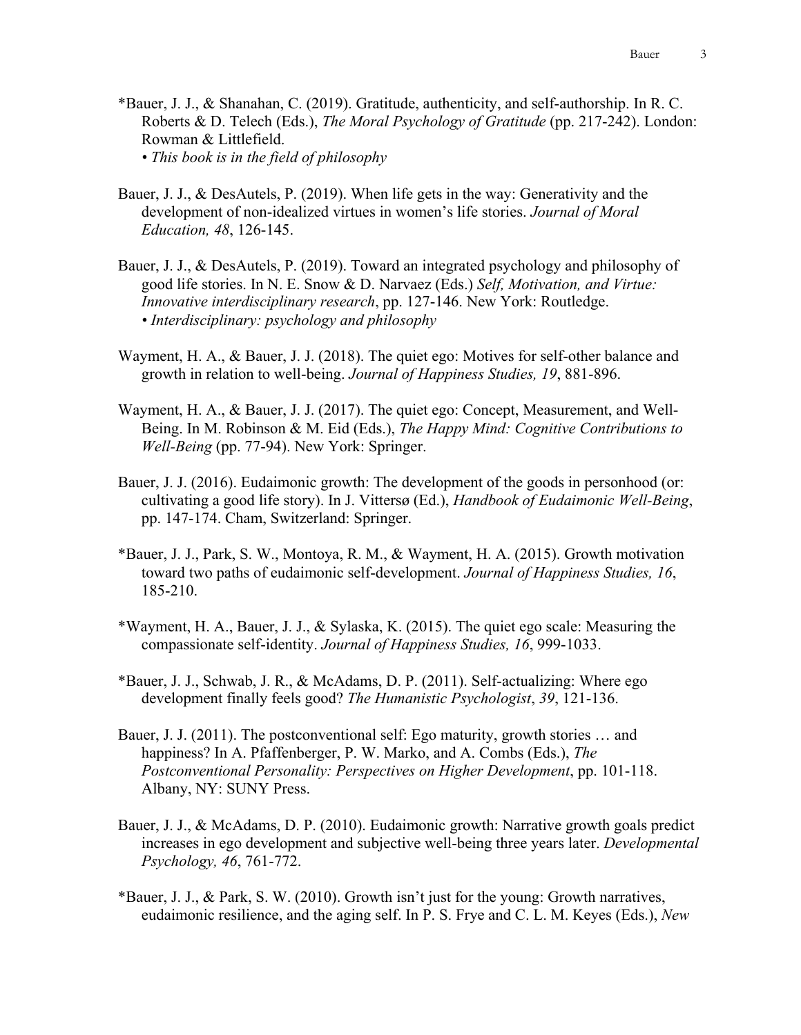*Bauer, J. J., & Shanahan, C. (2019). Gratitude, authenticity, and self-authorship. In R. C. Roberts & D. Telech (Eds.), *The Moral Psychology of Gratitude* (pp. 217-242). London: Rowman & Littlefield.
*• This book is in the field of philosophy*

Bauer, J. J., & DesAutels, P. (2019). When life gets in the way: Generativity and the development of non-idealized virtues in women's life stories. *Journal of Moral Education, 48*, 126-145.

Bauer, J. J., & DesAutels, P. (2019). Toward an integrated psychology and philosophy of good life stories. In N. E. Snow & D. Narvaez (Eds.) *Self, Motivation, and Virtue: Innovative interdisciplinary research*, pp. 127-146. New York: Routledge.
*• Interdisciplinary: psychology and philosophy*

Wayment, H. A., & Bauer, J. J. (2018). The quiet ego: Motives for self-other balance and growth in relation to well-being. *Journal of Happiness Studies, 19*, 881-896.

Wayment, H. A., & Bauer, J. J. (2017). The quiet ego: Concept, Measurement, and Well-Being. In M. Robinson & M. Eid (Eds.), *The Happy Mind: Cognitive Contributions to Well-Being* (pp. 77-94). New York: Springer.

Bauer, J. J. (2016). Eudaimonic growth: The development of the goods in personhood (or: cultivating a good life story). In J. Vittersø (Ed.), *Handbook of Eudaimonic Well-Being*, pp. 147-174. Cham, Switzerland: Springer.

*Bauer, J. J., Park, S. W., Montoya, R. M., & Wayment, H. A. (2015). Growth motivation toward two paths of eudaimonic self-development. *Journal of Happiness Studies, 16*, 185-210.

*Wayment, H. A., Bauer, J. J., & Sylaska, K. (2015). The quiet ego scale: Measuring the compassionate self-identity. *Journal of Happiness Studies, 16*, 999-1033.

*Bauer, J. J., Schwab, J. R., & McAdams, D. P. (2011). Self-actualizing: Where ego development finally feels good? *The Humanistic Psychologist*, *39*, 121-136.

Bauer, J. J. (2011). The postconventional self: Ego maturity, growth stories … and happiness? In A. Pfaffenberger, P. W. Marko, and A. Combs (Eds.), *The Postconventional Personality: Perspectives on Higher Development*, pp. 101-118. Albany, NY: SUNY Press.

Bauer, J. J., & McAdams, D. P. (2010). Eudaimonic growth: Narrative growth goals predict increases in ego development and subjective well-being three years later. *Developmental Psychology, 46*, 761-772.

*Bauer, J. J., & Park, S. W. (2010). Growth isn't just for the young: Growth narratives, eudaimonic resilience, and the aging self. In P. S. Frye and C. L. M. Keyes (Eds.), *New*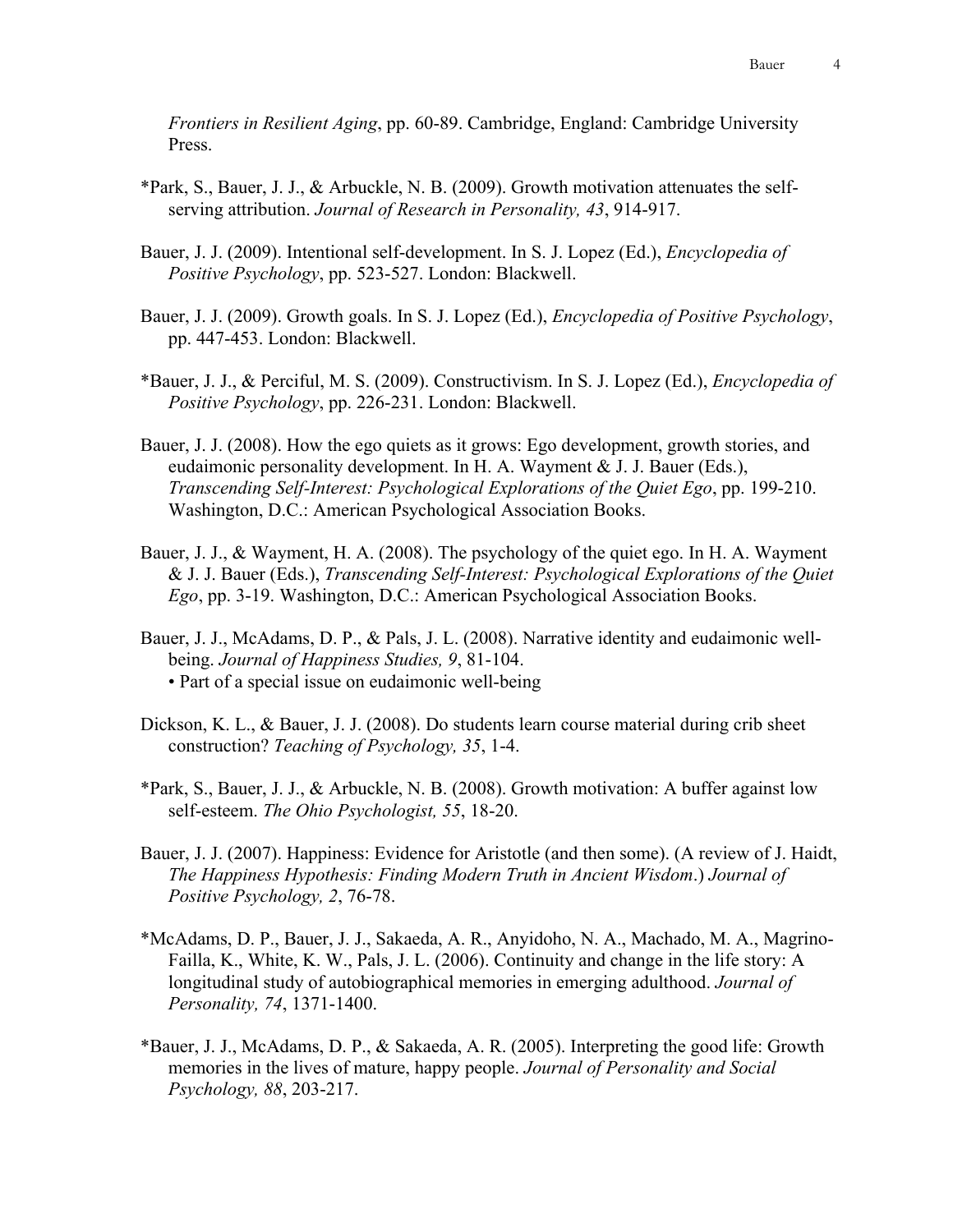*Frontiers in Resilient Aging*, pp. 60-89. Cambridge, England: Cambridge University Press.

*Park, S., Bauer, J. J., & Arbuckle, N. B. (2009). Growth motivation attenuates the self-serving attribution. *Journal of Research in Personality, 43*, 914-917.

Bauer, J. J. (2009). Intentional self-development. In S. J. Lopez (Ed.), *Encyclopedia of Positive Psychology*, pp. 523-527. London: Blackwell.

Bauer, J. J. (2009). Growth goals. In S. J. Lopez (Ed.), *Encyclopedia of Positive Psychology*, pp. 447-453. London: Blackwell.

*Bauer, J. J., & Perciful, M. S. (2009). Constructivism. In S. J. Lopez (Ed.), *Encyclopedia of Positive Psychology*, pp. 226-231. London: Blackwell.

Bauer, J. J. (2008). How the ego quiets as it grows: Ego development, growth stories, and eudaimonic personality development. In H. A. Wayment & J. J. Bauer (Eds.), *Transcending Self-Interest: Psychological Explorations of the Quiet Ego*, pp. 199-210. Washington, D.C.: American Psychological Association Books.

Bauer, J. J., & Wayment, H. A. (2008). The psychology of the quiet ego. In H. A. Wayment & J. J. Bauer (Eds.), *Transcending Self-Interest: Psychological Explorations of the Quiet Ego*, pp. 3-19. Washington, D.C.: American Psychological Association Books.

Bauer, J. J., McAdams, D. P., & Pals, J. L. (2008). Narrative identity and eudaimonic well-being. *Journal of Happiness Studies, 9*, 81-104.
• Part of a special issue on eudaimonic well-being

Dickson, K. L., & Bauer, J. J. (2008). Do students learn course material during crib sheet construction? *Teaching of Psychology, 35*, 1-4.

*Park, S., Bauer, J. J., & Arbuckle, N. B. (2008). Growth motivation: A buffer against low self-esteem. *The Ohio Psychologist, 55*, 18-20.

Bauer, J. J. (2007). Happiness: Evidence for Aristotle (and then some). (A review of J. Haidt, *The Happiness Hypothesis: Finding Modern Truth in Ancient Wisdom*.) *Journal of Positive Psychology, 2*, 76-78.

*McAdams, D. P., Bauer, J. J., Sakaeda, A. R., Anyidoho, N. A., Machado, M. A., Magrino-Failla, K., White, K. W., Pals, J. L. (2006). Continuity and change in the life story: A longitudinal study of autobiographical memories in emerging adulthood. *Journal of Personality, 74*, 1371-1400.

*Bauer, J. J., McAdams, D. P., & Sakaeda, A. R. (2005). Interpreting the good life: Growth memories in the lives of mature, happy people. *Journal of Personality and Social Psychology, 88*, 203-217.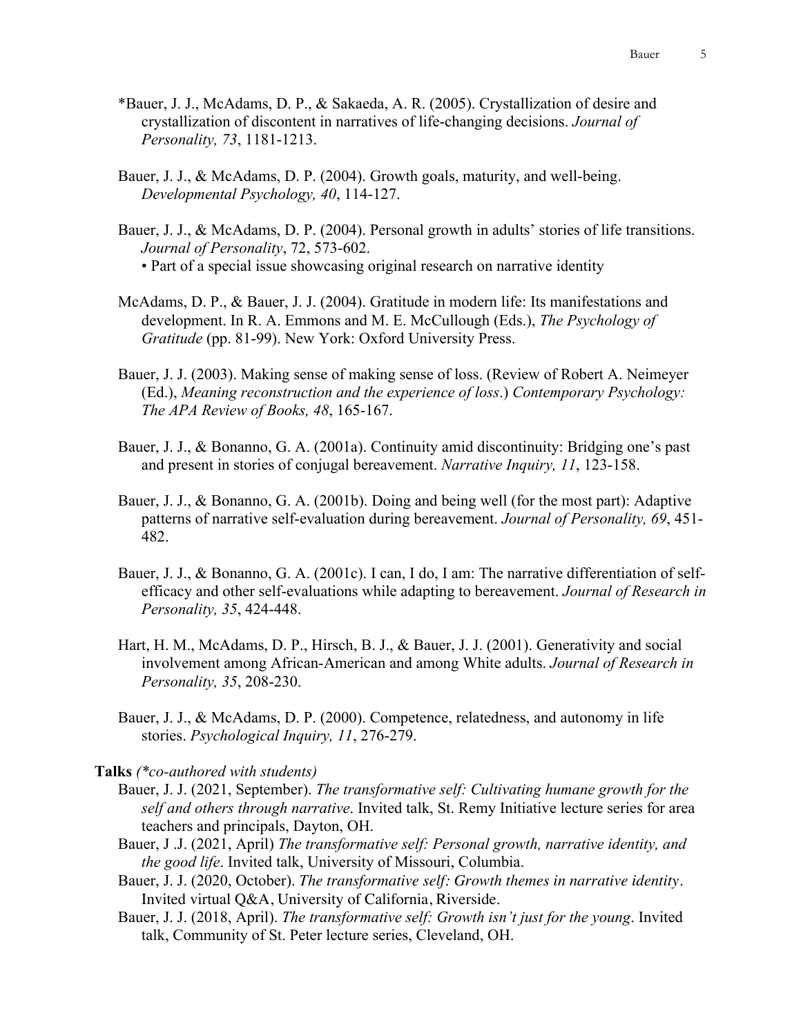*Bauer, J. J., McAdams, D. P., & Sakaeda, A. R. (2005). Crystallization of desire and crystallization of discontent in narratives of life-changing decisions. *Journal of Personality, 73*, 1181-1213.

Bauer, J. J., & McAdams, D. P. (2004). Growth goals, maturity, and well-being. *Developmental Psychology, 40*, 114-127.

Bauer, J. J., & McAdams, D. P. (2004). Personal growth in adults' stories of life transitions. *Journal of Personality*, 72, 573-602.
- Part of a special issue showcasing original research on narrative identity

McAdams, D. P., & Bauer, J. J. (2004). Gratitude in modern life: Its manifestations and development. In R. A. Emmons and M. E. McCullough (Eds.), *The Psychology of Gratitude* (pp. 81-99). New York: Oxford University Press.

Bauer, J. J. (2003). Making sense of making sense of loss. (Review of Robert A. Neimeyer (Ed.), *Meaning reconstruction and the experience of loss*.) *Contemporary Psychology: The APA Review of Books, 48*, 165-167.

Bauer, J. J., & Bonanno, G. A. (2001a). Continuity amid discontinuity: Bridging one's past and present in stories of conjugal bereavement. *Narrative Inquiry, 11*, 123-158.

Bauer, J. J., & Bonanno, G. A. (2001b). Doing and being well (for the most part): Adaptive patterns of narrative self-evaluation during bereavement. *Journal of Personality, 69*, 451-482.

Bauer, J. J., & Bonanno, G. A. (2001c). I can, I do, I am: The narrative differentiation of self-efficacy and other self-evaluations while adapting to bereavement. *Journal of Research in Personality, 35*, 424-448.

Hart, H. M., McAdams, D. P., Hirsch, B. J., & Bauer, J. J. (2001). Generativity and social involvement among African-American and among White adults. *Journal of Research in Personality, 35*, 208-230.

Bauer, J. J., & McAdams, D. P. (2000). Competence, relatedness, and autonomy in life stories. *Psychological Inquiry, 11*, 276-279.

**Talks** *(*co-authored with students)*

Bauer, J. J. (2021, September). *The transformative self: Cultivating humane growth for the self and others through narrative*. Invited talk, St. Remy Initiative lecture series for area teachers and principals, Dayton, OH.

Bauer, J .J. (2021, April) *The transformative self: Personal growth, narrative identity, and the good life*. Invited talk, University of Missouri, Columbia.

Bauer, J. J. (2020, October). *The transformative self: Growth themes in narrative identity*. Invited virtual Q&A, University of California, Riverside.

Bauer, J. J. (2018, April). *The transformative self: Growth isn't just for the young*. Invited talk, Community of St. Peter lecture series, Cleveland, OH.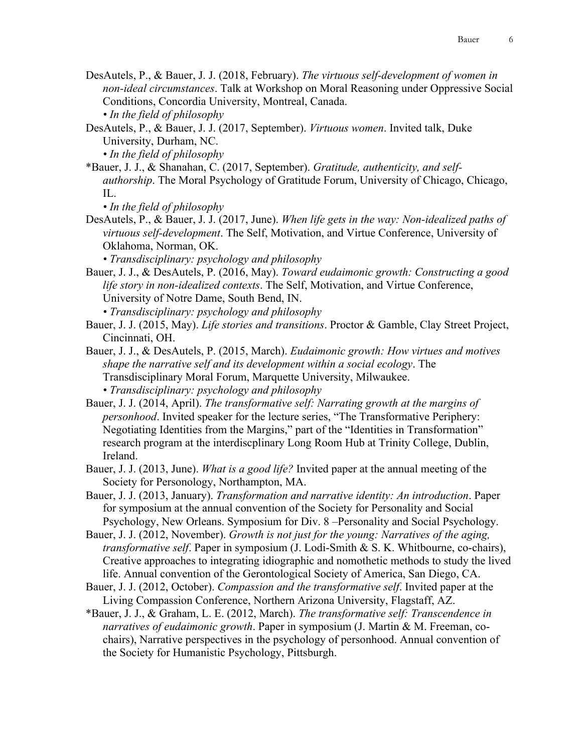DesAutels, P., & Bauer, J. J. (2018, February). *The virtuous self-development of women in non-ideal circumstances*. Talk at Workshop on Moral Reasoning under Oppressive Social Conditions, Concordia University, Montreal, Canada.
• *In the field of philosophy*

DesAutels, P., & Bauer, J. J. (2017, September). *Virtuous women*. Invited talk, Duke University, Durham, NC.
• *In the field of philosophy*

*Bauer, J. J., & Shanahan, C. (2017, September). *Gratitude, authenticity, and self-authorship*. The Moral Psychology of Gratitude Forum, University of Chicago, Chicago, IL.
• *In the field of philosophy*

DesAutels, P., & Bauer, J. J. (2017, June). *When life gets in the way: Non-idealized paths of virtuous self-development*. The Self, Motivation, and Virtue Conference, University of Oklahoma, Norman, OK.
• *Transdisciplinary: psychology and philosophy*

Bauer, J. J., & DesAutels, P. (2016, May). *Toward eudaimonic growth: Constructing a good life story in non-idealized contexts*. The Self, Motivation, and Virtue Conference, University of Notre Dame, South Bend, IN.
• *Transdisciplinary: psychology and philosophy*

Bauer, J. J. (2015, May). *Life stories and transitions*. Proctor & Gamble, Clay Street Project, Cincinnati, OH.

Bauer, J. J., & DesAutels, P. (2015, March). *Eudaimonic growth: How virtues and motives shape the narrative self and its development within a social ecology*. The Transdisciplinary Moral Forum, Marquette University, Milwaukee.
• *Transdisciplinary: psychology and philosophy*

Bauer, J. J. (2014, April). *The transformative self: Narrating growth at the margins of personhood*. Invited speaker for the lecture series, "The Transformative Periphery: Negotiating Identities from the Margins," part of the "Identities in Transformation" research program at the interdiscplinary Long Room Hub at Trinity College, Dublin, Ireland.

Bauer, J. J. (2013, June). *What is a good life?* Invited paper at the annual meeting of the Society for Personology, Northampton, MA.

Bauer, J. J. (2013, January). *Transformation and narrative identity: An introduction*. Paper for symposium at the annual convention of the Society for Personality and Social Psychology, New Orleans. Symposium for Div. 8 –Personality and Social Psychology.

Bauer, J. J. (2012, November). *Growth is not just for the young: Narratives of the aging, transformative self*. Paper in symposium (J. Lodi-Smith & S. K. Whitbourne, co-chairs), Creative approaches to integrating idiographic and nomothetic methods to study the lived life. Annual convention of the Gerontological Society of America, San Diego, CA.

Bauer, J. J. (2012, October). *Compassion and the transformative self*. Invited paper at the Living Compassion Conference, Northern Arizona University, Flagstaff, AZ.

*Bauer, J. J., & Graham, L. E. (2012, March). *The transformative self: Transcendence in narratives of eudaimonic growth*. Paper in symposium (J. Martin & M. Freeman, co-chairs), Narrative perspectives in the psychology of personhood. Annual convention of the Society for Humanistic Psychology, Pittsburgh.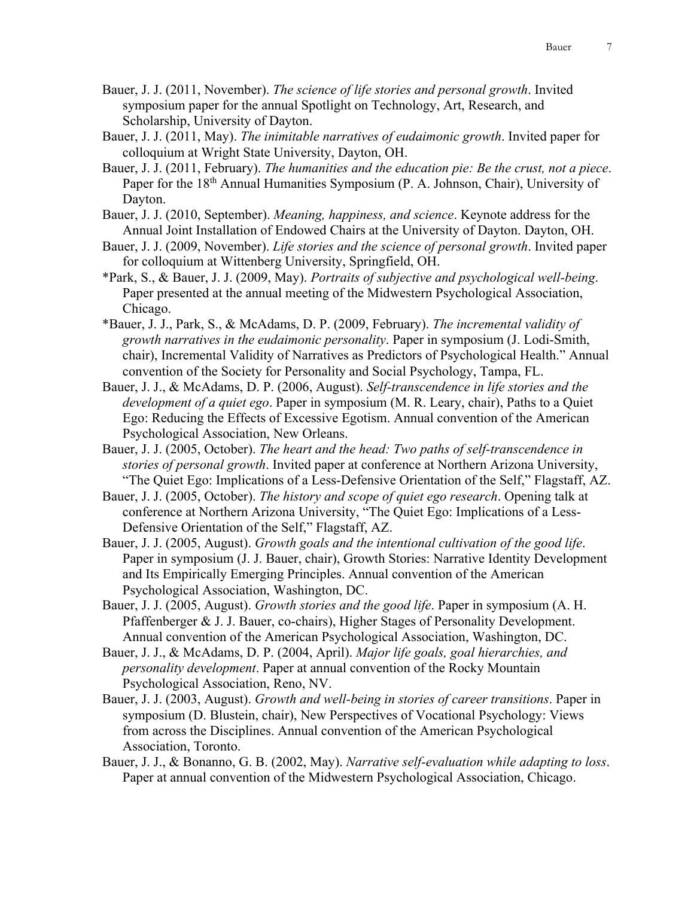Bauer, J. J. (2011, November). *The science of life stories and personal growth*. Invited symposium paper for the annual Spotlight on Technology, Art, Research, and Scholarship, University of Dayton.

Bauer, J. J. (2011, May). *The inimitable narratives of eudaimonic growth*. Invited paper for colloquium at Wright State University, Dayton, OH.

Bauer, J. J. (2011, February). *The humanities and the education pie: Be the crust, not a piece*. Paper for the 18th Annual Humanities Symposium (P. A. Johnson, Chair), University of Dayton.

Bauer, J. J. (2010, September). *Meaning, happiness, and science*. Keynote address for the Annual Joint Installation of Endowed Chairs at the University of Dayton. Dayton, OH.

Bauer, J. J. (2009, November). *Life stories and the science of personal growth*. Invited paper for colloquium at Wittenberg University, Springfield, OH.

*Park, S., & Bauer, J. J. (2009, May). *Portraits of subjective and psychological well-being*. Paper presented at the annual meeting of the Midwestern Psychological Association, Chicago.

*Bauer, J. J., Park, S., & McAdams, D. P. (2009, February). *The incremental validity of growth narratives in the eudaimonic personality*. Paper in symposium (J. Lodi-Smith, chair), Incremental Validity of Narratives as Predictors of Psychological Health." Annual convention of the Society for Personality and Social Psychology, Tampa, FL.

Bauer, J. J., & McAdams, D. P. (2006, August). *Self-transcendence in life stories and the development of a quiet ego*. Paper in symposium (M. R. Leary, chair), Paths to a Quiet Ego: Reducing the Effects of Excessive Egotism. Annual convention of the American Psychological Association, New Orleans.

Bauer, J. J. (2005, October). *The heart and the head: Two paths of self-transcendence in stories of personal growth*. Invited paper at conference at Northern Arizona University, "The Quiet Ego: Implications of a Less-Defensive Orientation of the Self," Flagstaff, AZ.

Bauer, J. J. (2005, October). *The history and scope of quiet ego research*. Opening talk at conference at Northern Arizona University, "The Quiet Ego: Implications of a Less-Defensive Orientation of the Self," Flagstaff, AZ.

Bauer, J. J. (2005, August). *Growth goals and the intentional cultivation of the good life*. Paper in symposium (J. J. Bauer, chair), Growth Stories: Narrative Identity Development and Its Empirically Emerging Principles. Annual convention of the American Psychological Association, Washington, DC.

Bauer, J. J. (2005, August). *Growth stories and the good life*. Paper in symposium (A. H. Pfaffenberger & J. J. Bauer, co-chairs), Higher Stages of Personality Development. Annual convention of the American Psychological Association, Washington, DC.

Bauer, J. J., & McAdams, D. P. (2004, April). *Major life goals, goal hierarchies, and personality development*. Paper at annual convention of the Rocky Mountain Psychological Association, Reno, NV.

Bauer, J. J. (2003, August). *Growth and well-being in stories of career transitions*. Paper in symposium (D. Blustein, chair), New Perspectives of Vocational Psychology: Views from across the Disciplines. Annual convention of the American Psychological Association, Toronto.

Bauer, J. J., & Bonanno, G. B. (2002, May). *Narrative self-evaluation while adapting to loss*. Paper at annual convention of the Midwestern Psychological Association, Chicago.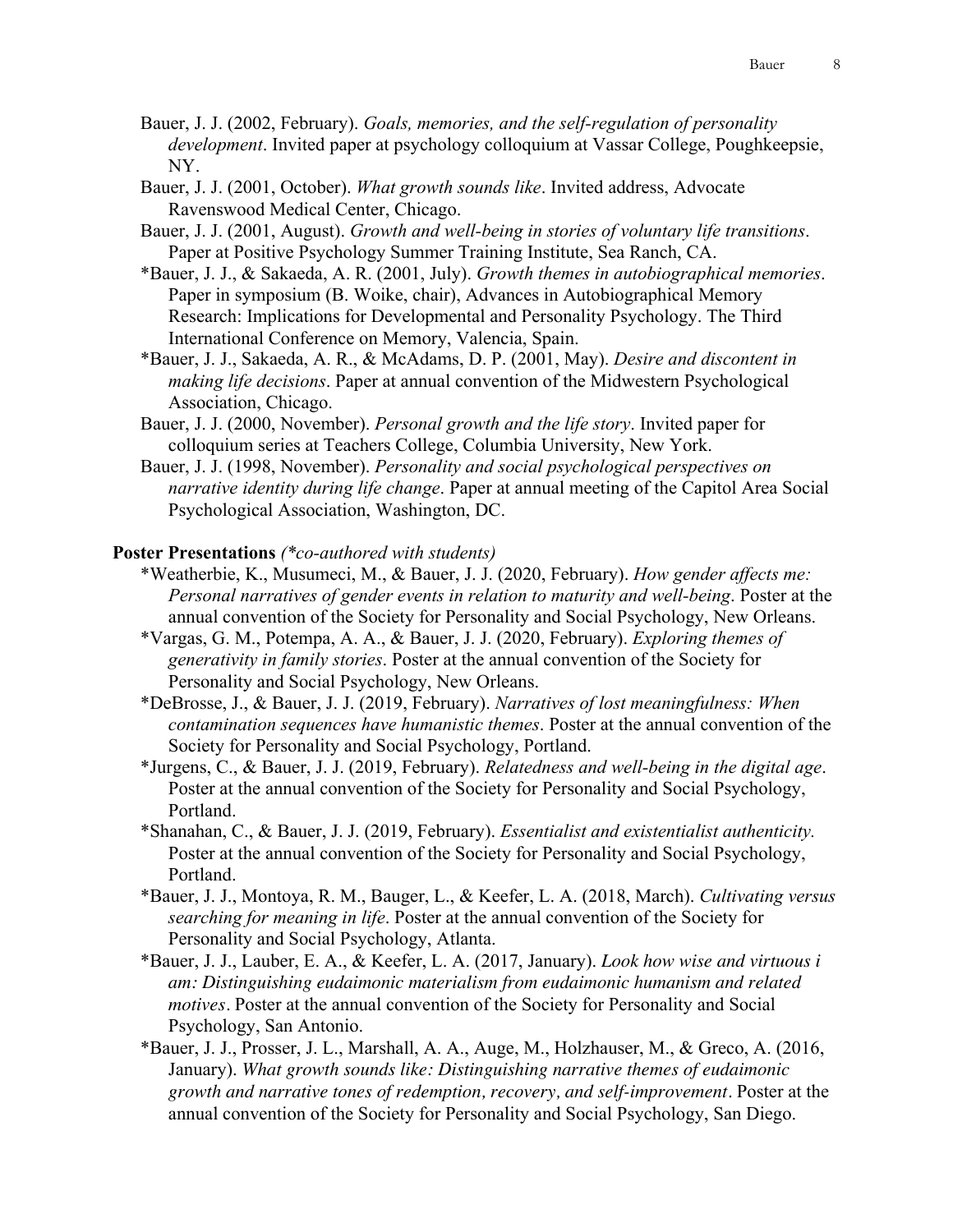Bauer, J. J. (2002, February). *Goals, memories, and the self-regulation of personality development*. Invited paper at psychology colloquium at Vassar College, Poughkeepsie, NY.

Bauer, J. J. (2001, October). *What growth sounds like*. Invited address, Advocate Ravenswood Medical Center, Chicago.

Bauer, J. J. (2001, August). *Growth and well-being in stories of voluntary life transitions*. Paper at Positive Psychology Summer Training Institute, Sea Ranch, CA.

*Bauer, J. J., & Sakaeda, A. R. (2001, July). *Growth themes in autobiographical memories*. Paper in symposium (B. Woike, chair), Advances in Autobiographical Memory Research: Implications for Developmental and Personality Psychology. The Third International Conference on Memory, Valencia, Spain.

*Bauer, J. J., Sakaeda, A. R., & McAdams, D. P. (2001, May). *Desire and discontent in making life decisions*. Paper at annual convention of the Midwestern Psychological Association, Chicago.

Bauer, J. J. (2000, November). *Personal growth and the life story*. Invited paper for colloquium series at Teachers College, Columbia University, New York.

Bauer, J. J. (1998, November). *Personality and social psychological perspectives on narrative identity during life change*. Paper at annual meeting of the Capitol Area Social Psychological Association, Washington, DC.

**Poster Presentations** *(*co-authored with students)*

*Weatherbie, K., Musumeci, M., & Bauer, J. J. (2020, February). *How gender affects me: Personal narratives of gender events in relation to maturity and well-being*. Poster at the annual convention of the Society for Personality and Social Psychology, New Orleans.

*Vargas, G. M., Potempa, A. A., & Bauer, J. J. (2020, February). *Exploring themes of generativity in family stories*. Poster at the annual convention of the Society for Personality and Social Psychology, New Orleans.

*DeBrosse, J., & Bauer, J. J. (2019, February). *Narratives of lost meaningfulness: When contamination sequences have humanistic themes*. Poster at the annual convention of the Society for Personality and Social Psychology, Portland.

*Jurgens, C., & Bauer, J. J. (2019, February). *Relatedness and well-being in the digital age*. Poster at the annual convention of the Society for Personality and Social Psychology, Portland.

*Shanahan, C., & Bauer, J. J. (2019, February). *Essentialist and existentialist authenticity.* Poster at the annual convention of the Society for Personality and Social Psychology, Portland.

*Bauer, J. J., Montoya, R. M., Bauger, L., & Keefer, L. A. (2018, March). *Cultivating versus searching for meaning in life*. Poster at the annual convention of the Society for Personality and Social Psychology, Atlanta.

*Bauer, J. J., Lauber, E. A., & Keefer, L. A. (2017, January). *Look how wise and virtuous i am: Distinguishing eudaimonic materialism from eudaimonic humanism and related motives*. Poster at the annual convention of the Society for Personality and Social Psychology, San Antonio.

*Bauer, J. J., Prosser, J. L., Marshall, A. A., Auge, M., Holzhauser, M., & Greco, A. (2016, January). *What growth sounds like: Distinguishing narrative themes of eudaimonic growth and narrative tones of redemption, recovery, and self-improvement*. Poster at the annual convention of the Society for Personality and Social Psychology, San Diego.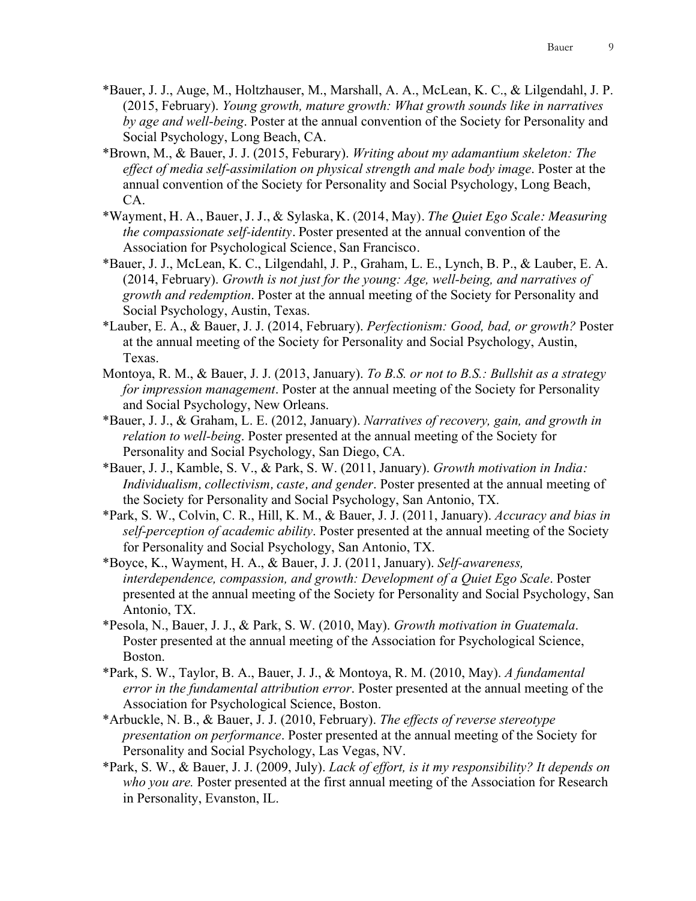*Bauer, J. J., Auge, M., Holtzhauser, M., Marshall, A. A., McLean, K. C., & Lilgendahl, J. P. (2015, February). *Young growth, mature growth: What growth sounds like in narratives by age and well-being*. Poster at the annual convention of the Society for Personality and Social Psychology, Long Beach, CA.

*Brown, M., & Bauer, J. J. (2015, Feburary). *Writing about my adamantium skeleton: The effect of media self-assimilation on physical strength and male body image*. Poster at the annual convention of the Society for Personality and Social Psychology, Long Beach, CA.

*Wayment, H. A., Bauer, J. J., & Sylaska, K. (2014, May). *The Quiet Ego Scale: Measuring the compassionate self-identity*. Poster presented at the annual convention of the Association for Psychological Science, San Francisco.

*Bauer, J. J., McLean, K. C., Lilgendahl, J. P., Graham, L. E., Lynch, B. P., & Lauber, E. A. (2014, February). *Growth is not just for the young: Age, well-being, and narratives of growth and redemption*. Poster at the annual meeting of the Society for Personality and Social Psychology, Austin, Texas.

*Lauber, E. A., & Bauer, J. J. (2014, February). *Perfectionism: Good, bad, or growth?* Poster at the annual meeting of the Society for Personality and Social Psychology, Austin, Texas.

Montoya, R. M., & Bauer, J. J. (2013, January). *To B.S. or not to B.S.: Bullshit as a strategy for impression management*. Poster at the annual meeting of the Society for Personality and Social Psychology, New Orleans.

*Bauer, J. J., & Graham, L. E. (2012, January). *Narratives of recovery, gain, and growth in relation to well-being*. Poster presented at the annual meeting of the Society for Personality and Social Psychology, San Diego, CA.

*Bauer, J. J., Kamble, S. V., & Park, S. W. (2011, January). *Growth motivation in India: Individualism, collectivism, caste, and gender*. Poster presented at the annual meeting of the Society for Personality and Social Psychology, San Antonio, TX.

*Park, S. W., Colvin, C. R., Hill, K. M., & Bauer, J. J. (2011, January). *Accuracy and bias in self-perception of academic ability*. Poster presented at the annual meeting of the Society for Personality and Social Psychology, San Antonio, TX.

*Boyce, K., Wayment, H. A., & Bauer, J. J. (2011, January). *Self-awareness, interdependence, compassion, and growth: Development of a Quiet Ego Scale*. Poster presented at the annual meeting of the Society for Personality and Social Psychology, San Antonio, TX.

*Pesola, N., Bauer, J. J., & Park, S. W. (2010, May). *Growth motivation in Guatemala*. Poster presented at the annual meeting of the Association for Psychological Science, Boston.

*Park, S. W., Taylor, B. A., Bauer, J. J., & Montoya, R. M. (2010, May). *A fundamental error in the fundamental attribution error*. Poster presented at the annual meeting of the Association for Psychological Science, Boston.

*Arbuckle, N. B., & Bauer, J. J. (2010, February). *The effects of reverse stereotype presentation on performance*. Poster presented at the annual meeting of the Society for Personality and Social Psychology, Las Vegas, NV.

*Park, S. W., & Bauer, J. J. (2009, July). *Lack of effort, is it my responsibility? It depends on who you are.* Poster presented at the first annual meeting of the Association for Research in Personality, Evanston, IL.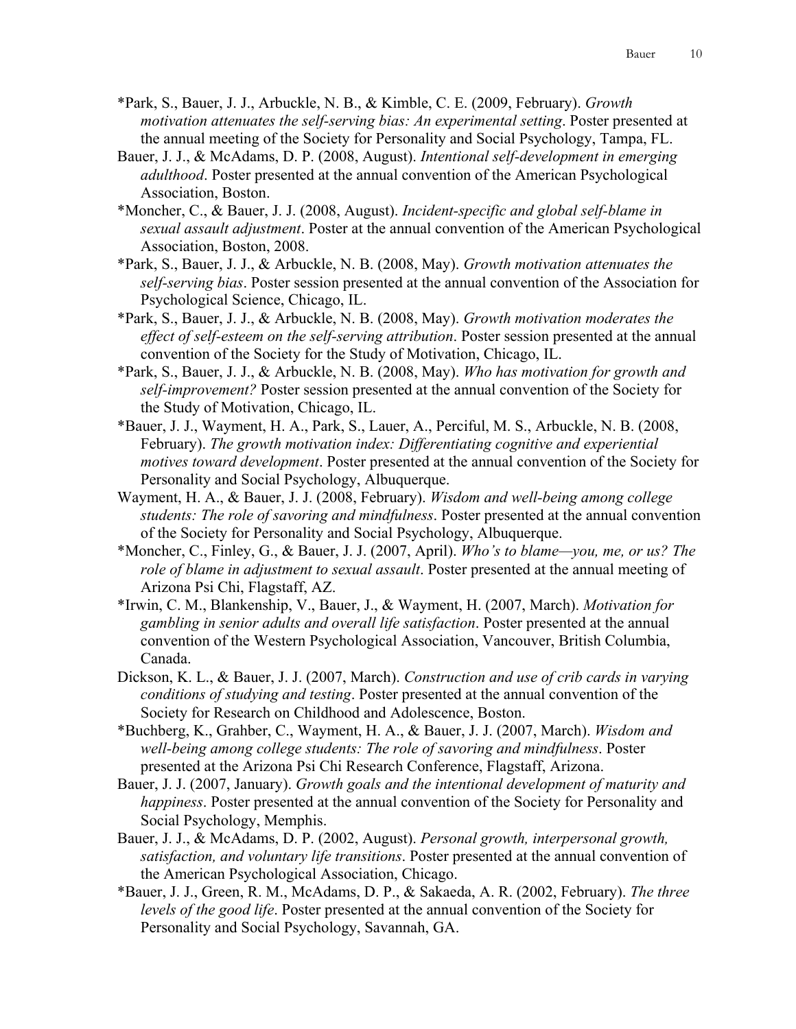*Park, S., Bauer, J. J., Arbuckle, N. B., & Kimble, C. E. (2009, February). *Growth motivation attenuates the self-serving bias: An experimental setting*. Poster presented at the annual meeting of the Society for Personality and Social Psychology, Tampa, FL.

Bauer, J. J., & McAdams, D. P. (2008, August). *Intentional self-development in emerging adulthood*. Poster presented at the annual convention of the American Psychological Association, Boston.

*Moncher, C., & Bauer, J. J. (2008, August). *Incident-specific and global self-blame in sexual assault adjustment*. Poster at the annual convention of the American Psychological Association, Boston, 2008.

*Park, S., Bauer, J. J., & Arbuckle, N. B. (2008, May). *Growth motivation attenuates the self-serving bias*. Poster session presented at the annual convention of the Association for Psychological Science, Chicago, IL.

*Park, S., Bauer, J. J., & Arbuckle, N. B. (2008, May). *Growth motivation moderates the effect of self-esteem on the self-serving attribution*. Poster session presented at the annual convention of the Society for the Study of Motivation, Chicago, IL.

*Park, S., Bauer, J. J., & Arbuckle, N. B. (2008, May). *Who has motivation for growth and self-improvement?* Poster session presented at the annual convention of the Society for the Study of Motivation, Chicago, IL.

*Bauer, J. J., Wayment, H. A., Park, S., Lauer, A., Perciful, M. S., Arbuckle, N. B. (2008, February). *The growth motivation index: Differentiating cognitive and experiential motives toward development*. Poster presented at the annual convention of the Society for Personality and Social Psychology, Albuquerque.

Wayment, H. A., & Bauer, J. J. (2008, February). *Wisdom and well-being among college students: The role of savoring and mindfulness*. Poster presented at the annual convention of the Society for Personality and Social Psychology, Albuquerque.

*Moncher, C., Finley, G., & Bauer, J. J. (2007, April). *Who's to blame—you, me, or us? The role of blame in adjustment to sexual assault*. Poster presented at the annual meeting of Arizona Psi Chi, Flagstaff, AZ.

*Irwin, C. M., Blankenship, V., Bauer, J., & Wayment, H. (2007, March). *Motivation for gambling in senior adults and overall life satisfaction*. Poster presented at the annual convention of the Western Psychological Association, Vancouver, British Columbia, Canada.

Dickson, K. L., & Bauer, J. J. (2007, March). *Construction and use of crib cards in varying conditions of studying and testing*. Poster presented at the annual convention of the Society for Research on Childhood and Adolescence, Boston.

*Buchberg, K., Grahber, C., Wayment, H. A., & Bauer, J. J. (2007, March). *Wisdom and well-being among college students: The role of savoring and mindfulness*. Poster presented at the Arizona Psi Chi Research Conference, Flagstaff, Arizona.

Bauer, J. J. (2007, January). *Growth goals and the intentional development of maturity and happiness*. Poster presented at the annual convention of the Society for Personality and Social Psychology, Memphis.

Bauer, J. J., & McAdams, D. P. (2002, August). *Personal growth, interpersonal growth, satisfaction, and voluntary life transitions*. Poster presented at the annual convention of the American Psychological Association, Chicago.

*Bauer, J. J., Green, R. M., McAdams, D. P., & Sakaeda, A. R. (2002, February). *The three levels of the good life*. Poster presented at the annual convention of the Society for Personality and Social Psychology, Savannah, GA.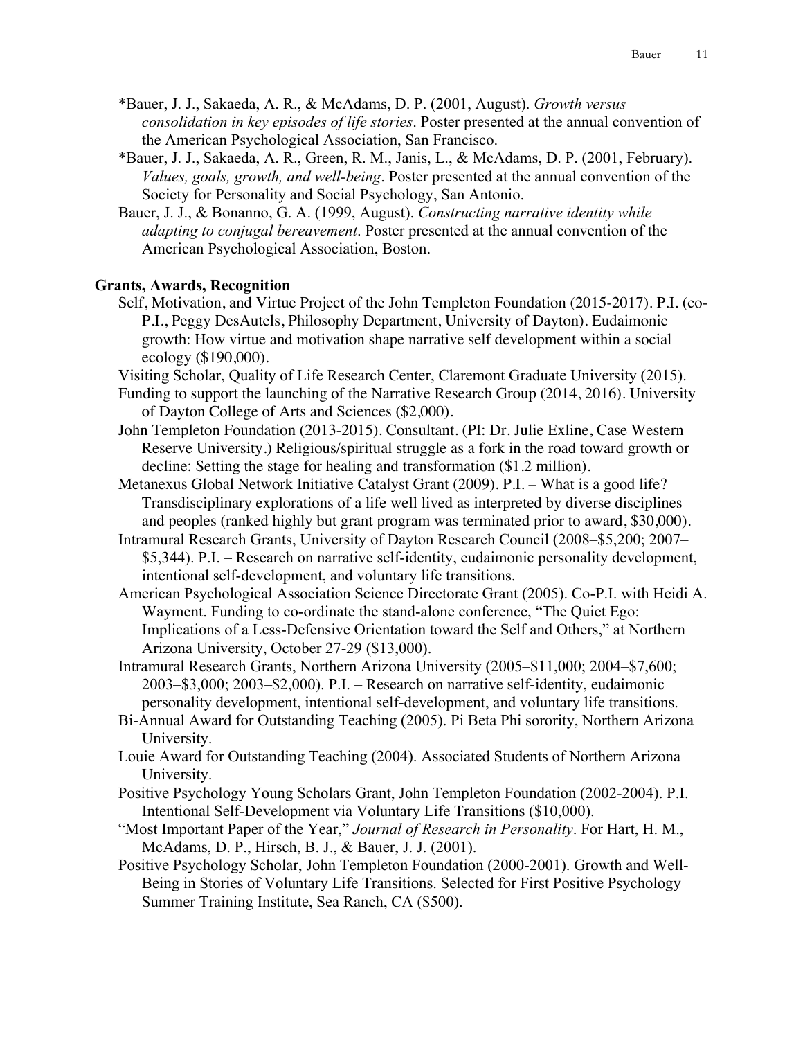*Bauer, J. J., Sakaeda, A. R., & McAdams, D. P. (2001, August). *Growth versus consolidation in key episodes of life stories*. Poster presented at the annual convention of the American Psychological Association, San Francisco.

*Bauer, J. J., Sakaeda, A. R., Green, R. M., Janis, L., & McAdams, D. P. (2001, February). *Values, goals, growth, and well-being*. Poster presented at the annual convention of the Society for Personality and Social Psychology, San Antonio.

Bauer, J. J., & Bonanno, G. A. (1999, August). *Constructing narrative identity while adapting to conjugal bereavement*. Poster presented at the annual convention of the American Psychological Association, Boston.

**Grants, Awards, Recognition**

Self, Motivation, and Virtue Project of the John Templeton Foundation (2015-2017). P.I. (co-P.I., Peggy DesAutels, Philosophy Department, University of Dayton). Eudaimonic growth: How virtue and motivation shape narrative self development within a social ecology ($190,000).

Visiting Scholar, Quality of Life Research Center, Claremont Graduate University (2015).

Funding to support the launching of the Narrative Research Group (2014, 2016). University of Dayton College of Arts and Sciences ($2,000).

John Templeton Foundation (2013-2015). Consultant. (PI: Dr. Julie Exline, Case Western Reserve University.) Religious/spiritual struggle as a fork in the road toward growth or decline: Setting the stage for healing and transformation ($1.2 million).

Metanexus Global Network Initiative Catalyst Grant (2009). P.I. – What is a good life? Transdisciplinary explorations of a life well lived as interpreted by diverse disciplines and peoples (ranked highly but grant program was terminated prior to award, $30,000).

Intramural Research Grants, University of Dayton Research Council (2008–$5,200; 2007–$5,344). P.I. – Research on narrative self-identity, eudaimonic personality development, intentional self-development, and voluntary life transitions.

American Psychological Association Science Directorate Grant (2005). Co-P.I. with Heidi A. Wayment. Funding to co-ordinate the stand-alone conference, "The Quiet Ego: Implications of a Less-Defensive Orientation toward the Self and Others," at Northern Arizona University, October 27-29 ($13,000).

Intramural Research Grants, Northern Arizona University (2005–$11,000; 2004–$7,600; 2003–$3,000; 2003–$2,000). P.I. – Research on narrative self-identity, eudaimonic personality development, intentional self-development, and voluntary life transitions.

Bi-Annual Award for Outstanding Teaching (2005). Pi Beta Phi sorority, Northern Arizona University.

Louie Award for Outstanding Teaching (2004). Associated Students of Northern Arizona University.

Positive Psychology Young Scholars Grant, John Templeton Foundation (2002-2004). P.I. – Intentional Self-Development via Voluntary Life Transitions ($10,000).

"Most Important Paper of the Year," *Journal of Research in Personality*. For Hart, H. M., McAdams, D. P., Hirsch, B. J., & Bauer, J. J. (2001).

Positive Psychology Scholar, John Templeton Foundation (2000-2001). Growth and Well-Being in Stories of Voluntary Life Transitions. Selected for First Positive Psychology Summer Training Institute, Sea Ranch, CA ($500).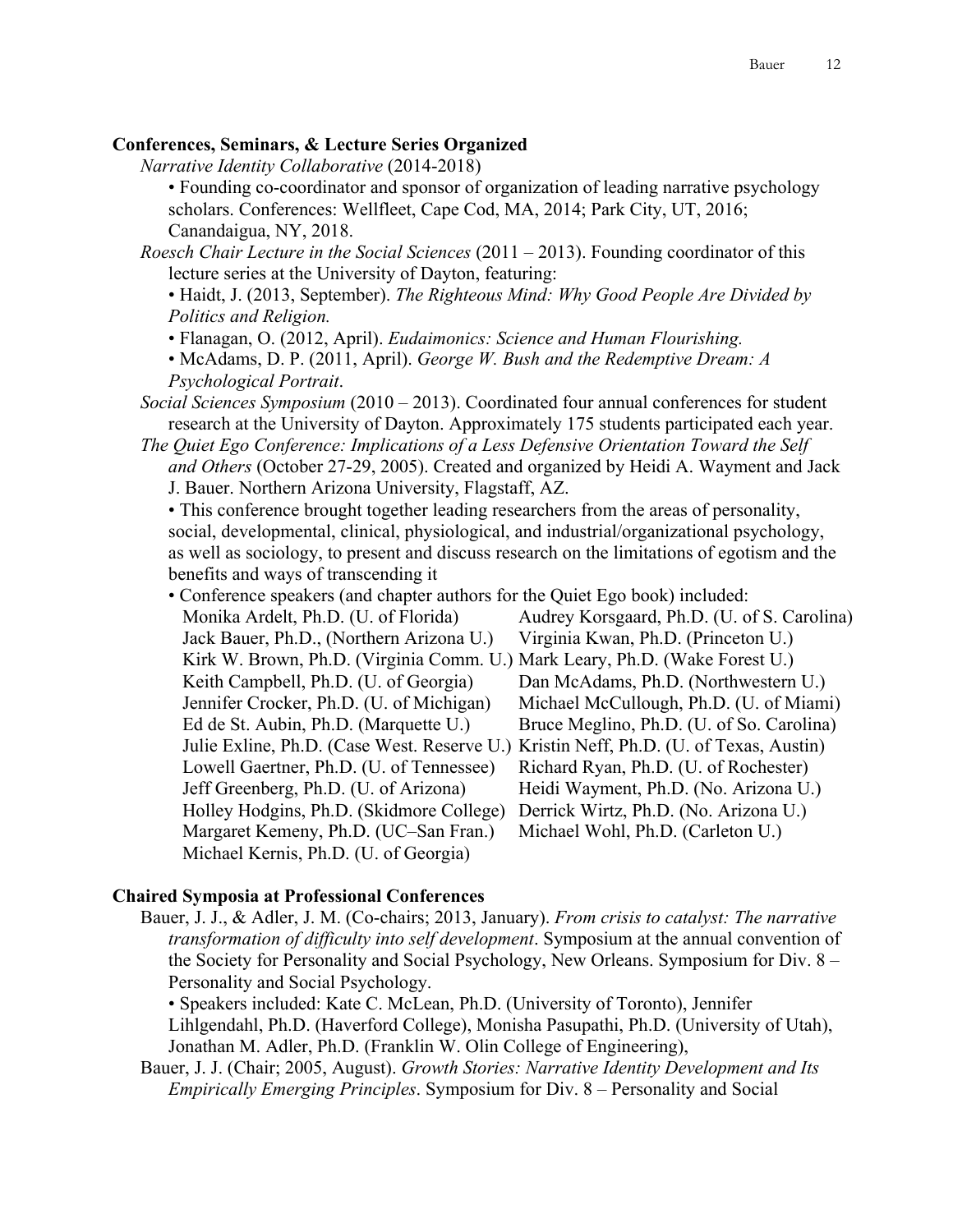**Conferences, Seminars, & Lecture Series Organized**

*Narrative Identity Collaborative* (2014-2018)

- Founding co-coordinator and sponsor of organization of leading narrative psychology scholars. Conferences: Wellfleet, Cape Cod, MA, 2014; Park City, UT, 2016; Canandaigua, NY, 2018.

*Roesch Chair Lecture in the Social Sciences* (2011 – 2013). Founding coordinator of this lecture series at the University of Dayton, featuring:

- Haidt, J. (2013, September). *The Righteous Mind: Why Good People Are Divided by Politics and Religion.*
- Flanagan, O. (2012, April). *Eudaimonics: Science and Human Flourishing.*
- McAdams, D. P. (2011, April). *George W. Bush and the Redemptive Dream: A Psychological Portrait*.

*Social Sciences Symposium* (2010 – 2013). Coordinated four annual conferences for student research at the University of Dayton. Approximately 175 students participated each year.

*The Quiet Ego Conference: Implications of a Less Defensive Orientation Toward the Self and Others* (October 27-29, 2005). Created and organized by Heidi A. Wayment and Jack J. Bauer. Northern Arizona University, Flagstaff, AZ.

- This conference brought together leading researchers from the areas of personality, social, developmental, clinical, physiological, and industrial/organizational psychology, as well as sociology, to present and discuss research on the limitations of egotism and the benefits and ways of transcending it
- Conference speakers (and chapter authors for the Quiet Ego book) included:
  - Monika Ardelt, Ph.D. (U. of Florida)
  - Jack Bauer, Ph.D., (Northern Arizona U.)
  - Kirk W. Brown, Ph.D. (Virginia Comm. U.)
  - Keith Campbell, Ph.D. (U. of Georgia)
  - Jennifer Crocker, Ph.D. (U. of Michigan)
  - Ed de St. Aubin, Ph.D. (Marquette U.)
  - Julie Exline, Ph.D. (Case West. Reserve U.)
  - Lowell Gaertner, Ph.D. (U. of Tennessee)
  - Jeff Greenberg, Ph.D. (U. of Arizona)
  - Holley Hodgins, Ph.D. (Skidmore College)
  - Margaret Kemeny, Ph.D. (UC–San Fran.)
  - Michael Kernis, Ph.D. (U. of Georgia)
  - Audrey Korsgaard, Ph.D. (U. of S. Carolina)
  - Virginia Kwan, Ph.D. (Princeton U.)
  - Mark Leary, Ph.D. (Wake Forest U.)
  - Dan McAdams, Ph.D. (Northwestern U.)
  - Michael McCullough, Ph.D. (U. of Miami)
  - Bruce Meglino, Ph.D. (U. of So. Carolina)
  - Kristin Neff, Ph.D. (U. of Texas, Austin)
  - Richard Ryan, Ph.D. (U. of Rochester)
  - Heidi Wayment, Ph.D. (No. Arizona U.)
  - Derrick Wirtz, Ph.D. (No. Arizona U.)
  - Michael Wohl, Ph.D. (Carleton U.)

**Chaired Symposia at Professional Conferences**

Bauer, J. J., & Adler, J. M. (Co-chairs; 2013, January). *From crisis to catalyst: The narrative transformation of difficulty into self development*. Symposium at the annual convention of the Society for Personality and Social Psychology, New Orleans. Symposium for Div. 8 – Personality and Social Psychology.

- Speakers included: Kate C. McLean, Ph.D. (University of Toronto), Jennifer Lihlgendahl, Ph.D. (Haverford College), Monisha Pasupathi, Ph.D. (University of Utah), Jonathan M. Adler, Ph.D. (Franklin W. Olin College of Engineering),

Bauer, J. J. (Chair; 2005, August). *Growth Stories: Narrative Identity Development and Its Empirically Emerging Principles*. Symposium for Div. 8 – Personality and Social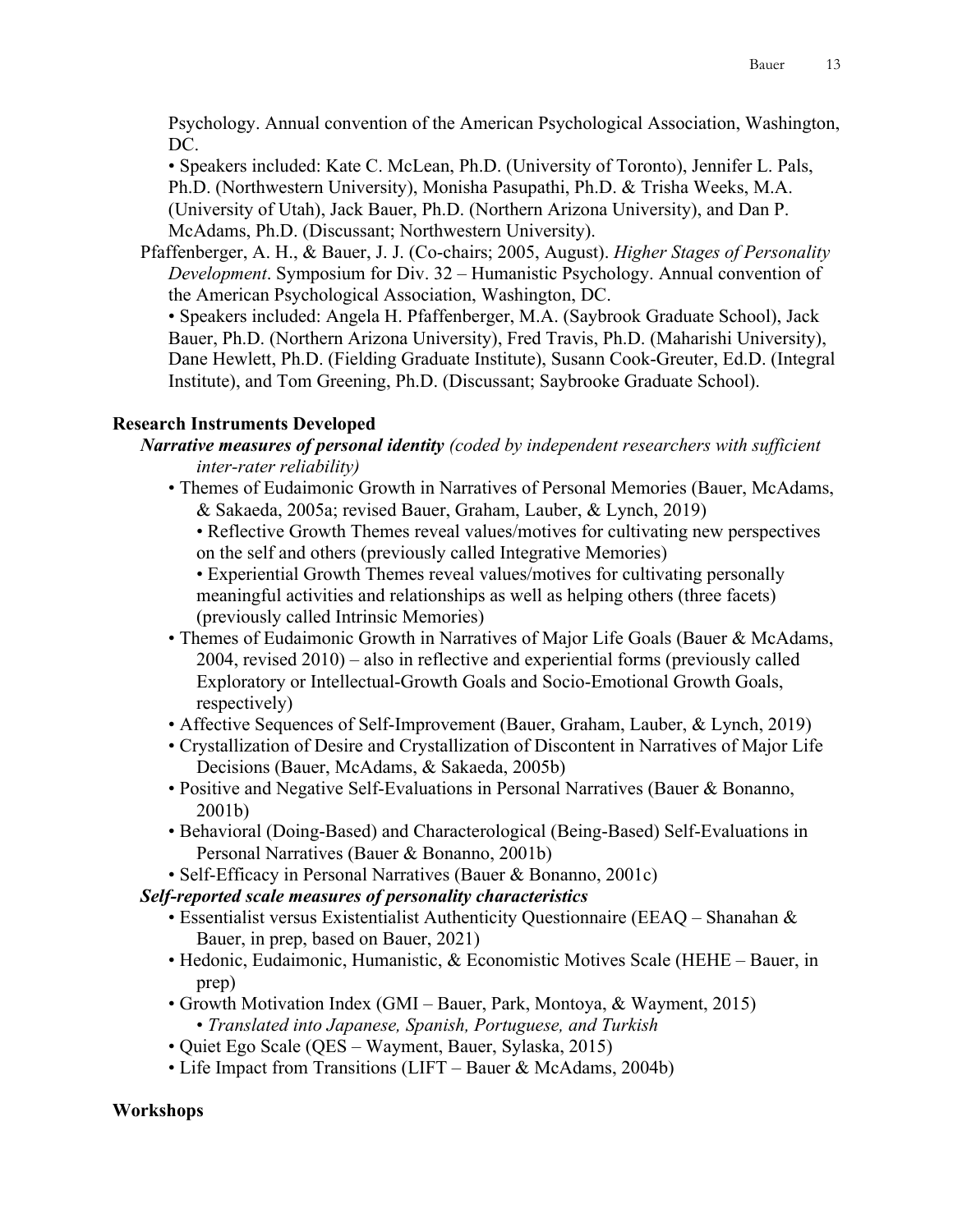Psychology. Annual convention of the American Psychological Association, Washington, DC.

• Speakers included: Kate C. McLean, Ph.D. (University of Toronto), Jennifer L. Pals, Ph.D. (Northwestern University), Monisha Pasupathi, Ph.D. & Trisha Weeks, M.A. (University of Utah), Jack Bauer, Ph.D. (Northern Arizona University), and Dan P. McAdams, Ph.D. (Discussant; Northwestern University).

Pfaffenberger, A. H., & Bauer, J. J. (Co-chairs; 2005, August). *Higher Stages of Personality Development*. Symposium for Div. 32 – Humanistic Psychology. Annual convention of the American Psychological Association, Washington, DC.

• Speakers included: Angela H. Pfaffenberger, M.A. (Saybrook Graduate School), Jack Bauer, Ph.D. (Northern Arizona University), Fred Travis, Ph.D. (Maharishi University), Dane Hewlett, Ph.D. (Fielding Graduate Institute), Susann Cook-Greuter, Ed.D. (Integral Institute), and Tom Greening, Ph.D. (Discussant; Saybrooke Graduate School).

**Research Instruments Developed**

***Narrative measures of personal identity*** *(coded by independent researchers with sufficient inter-rater reliability)*

- Themes of Eudaimonic Growth in Narratives of Personal Memories (Bauer, McAdams, & Sakaeda, 2005a; revised Bauer, Graham, Lauber, & Lynch, 2019)
  - Reflective Growth Themes reveal values/motives for cultivating new perspectives on the self and others (previously called Integrative Memories)
  - Experiential Growth Themes reveal values/motives for cultivating personally meaningful activities and relationships as well as helping others (three facets) (previously called Intrinsic Memories)
- Themes of Eudaimonic Growth in Narratives of Major Life Goals (Bauer & McAdams, 2004, revised 2010) – also in reflective and experiential forms (previously called Exploratory or Intellectual-Growth Goals and Socio-Emotional Growth Goals, respectively)
- Affective Sequences of Self-Improvement (Bauer, Graham, Lauber, & Lynch, 2019)
- Crystallization of Desire and Crystallization of Discontent in Narratives of Major Life Decisions (Bauer, McAdams, & Sakaeda, 2005b)
- Positive and Negative Self-Evaluations in Personal Narratives (Bauer & Bonanno, 2001b)
- Behavioral (Doing-Based) and Characterological (Being-Based) Self-Evaluations in Personal Narratives (Bauer & Bonanno, 2001b)
- Self-Efficacy in Personal Narratives (Bauer & Bonanno, 2001c)

***Self-reported scale measures of personality characteristics***

- Essentialist versus Existentialist Authenticity Questionnaire (EEAQ – Shanahan & Bauer, in prep, based on Bauer, 2021)
- Hedonic, Eudaimonic, Humanistic, & Economistic Motives Scale (HEHE – Bauer, in prep)
- Growth Motivation Index (GMI – Bauer, Park, Montoya, & Wayment, 2015)
  - *Translated into Japanese, Spanish, Portuguese, and Turkish*
- Quiet Ego Scale (QES – Wayment, Bauer, Sylaska, 2015)
- Life Impact from Transitions (LIFT – Bauer & McAdams, 2004b)

**Workshops**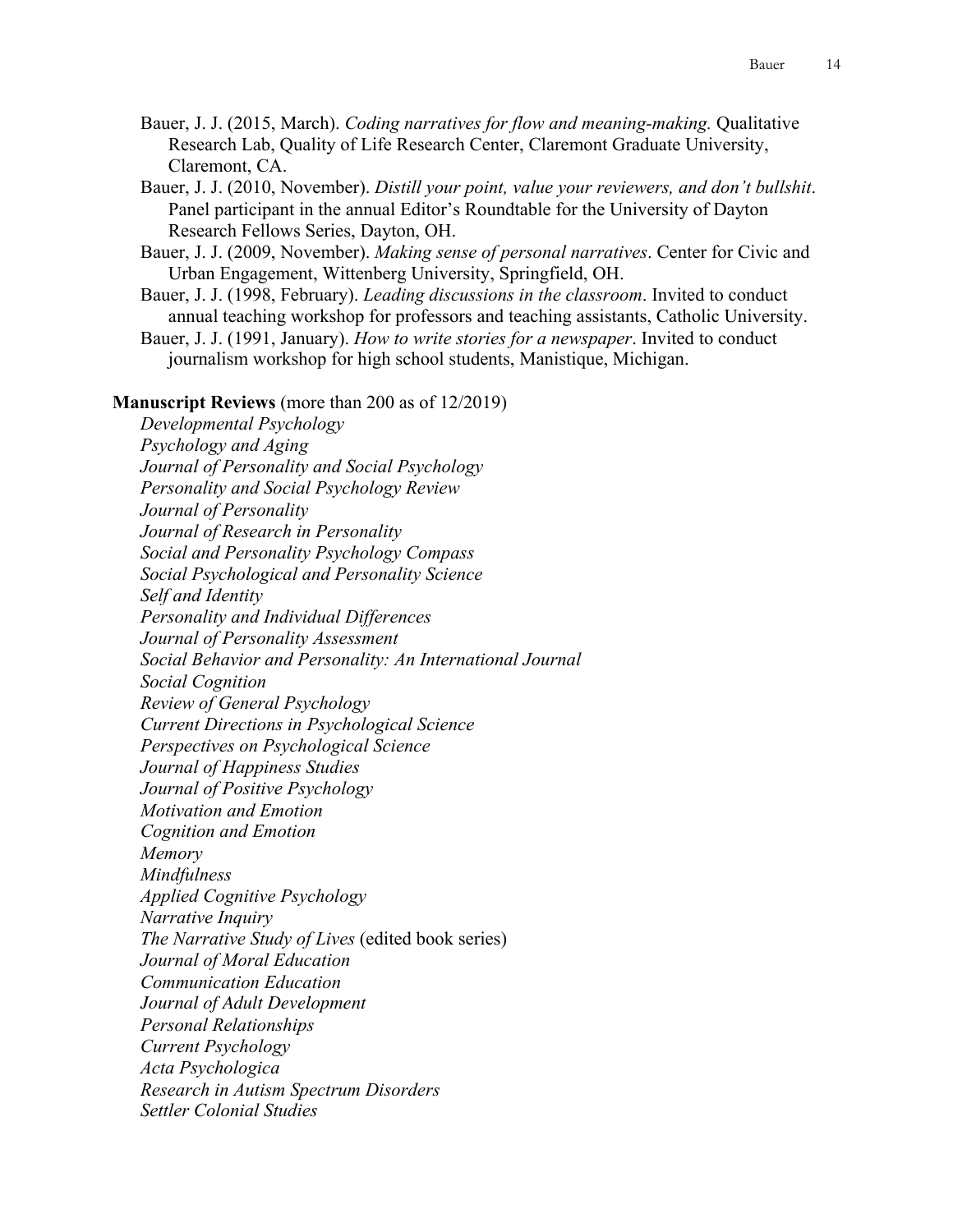Bauer, J. J. (2015, March). *Coding narratives for flow and meaning-making.* Qualitative Research Lab, Quality of Life Research Center, Claremont Graduate University, Claremont, CA.

Bauer, J. J. (2010, November). *Distill your point, value your reviewers, and don't bullshit*. Panel participant in the annual Editor's Roundtable for the University of Dayton Research Fellows Series, Dayton, OH.

Bauer, J. J. (2009, November). *Making sense of personal narratives*. Center for Civic and Urban Engagement, Wittenberg University, Springfield, OH.

Bauer, J. J. (1998, February). *Leading discussions in the classroom*. Invited to conduct annual teaching workshop for professors and teaching assistants, Catholic University.

Bauer, J. J. (1991, January). *How to write stories for a newspaper*. Invited to conduct journalism workshop for high school students, Manistique, Michigan.

**Manuscript Reviews** (more than 200 as of 12/2019)

*Developmental Psychology*
*Psychology and Aging*
*Journal of Personality and Social Psychology*
*Personality and Social Psychology Review*
*Journal of Personality*
*Journal of Research in Personality*
*Social and Personality Psychology Compass*
*Social Psychological and Personality Science*
*Self and Identity*
*Personality and Individual Differences*
*Journal of Personality Assessment*
*Social Behavior and Personality: An International Journal*
*Social Cognition*
*Review of General Psychology*
*Current Directions in Psychological Science*
*Perspectives on Psychological Science*
*Journal of Happiness Studies*
*Journal of Positive Psychology*
*Motivation and Emotion*
*Cognition and Emotion*
*Memory*
*Mindfulness*
*Applied Cognitive Psychology*
*Narrative Inquiry*
*The Narrative Study of Lives* (edited book series)
*Journal of Moral Education*
*Communication Education*
*Journal of Adult Development*
*Personal Relationships*
*Current Psychology*
*Acta Psychologica*
*Research in Autism Spectrum Disorders*
*Settler Colonial Studies*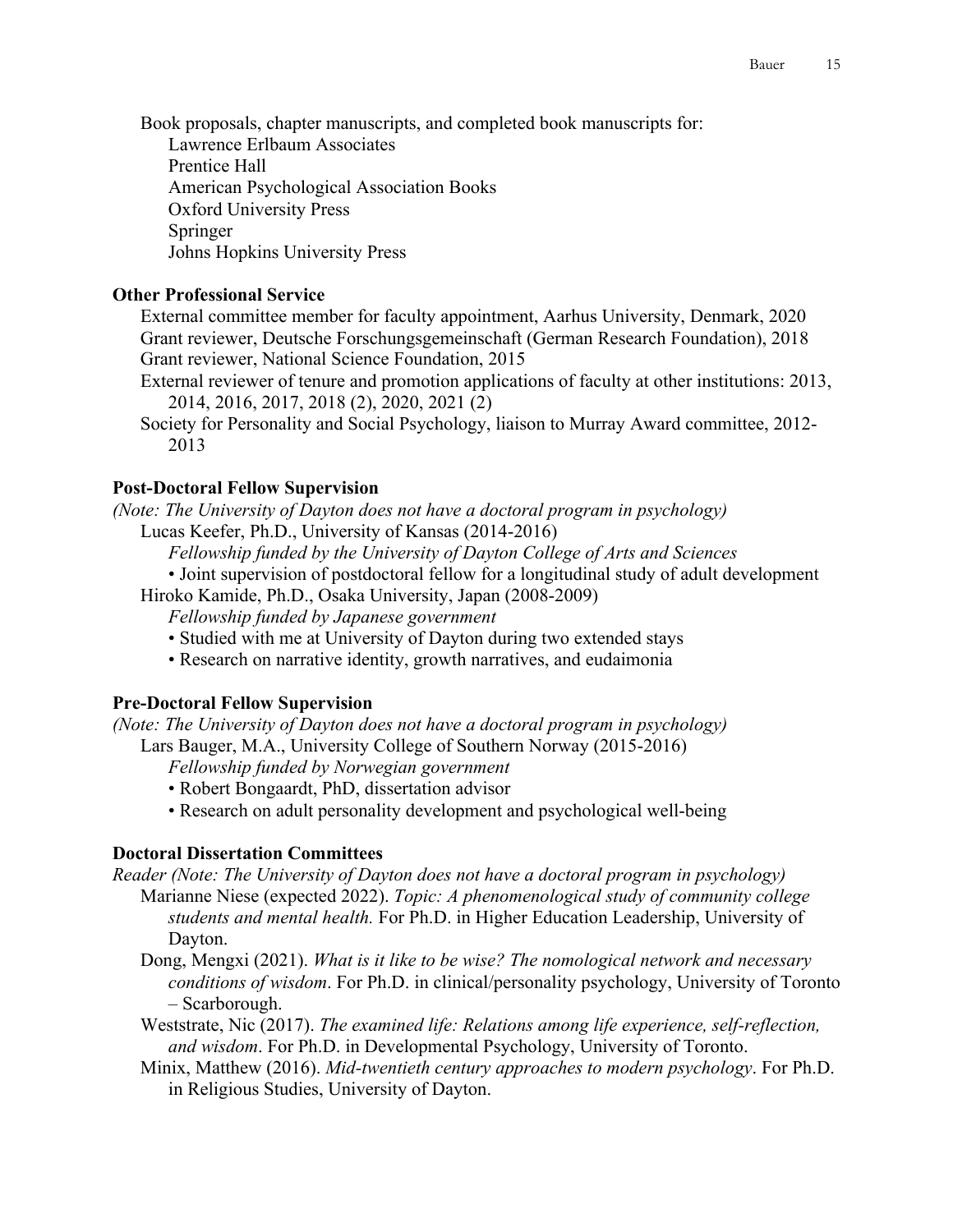Book proposals, chapter manuscripts, and completed book manuscripts for:

Lawrence Erlbaum Associates
Prentice Hall
American Psychological Association Books
Oxford University Press
Springer
Johns Hopkins University Press

**Other Professional Service**

External committee member for faculty appointment, Aarhus University, Denmark, 2020
Grant reviewer, Deutsche Forschungsgemeinschaft (German Research Foundation), 2018
Grant reviewer, National Science Foundation, 2015
External reviewer of tenure and promotion applications of faculty at other institutions: 2013, 2014, 2016, 2017, 2018 (2), 2020, 2021 (2)
Society for Personality and Social Psychology, liaison to Murray Award committee, 2012-2013

**Post-Doctoral Fellow Supervision**

*(Note: The University of Dayton does not have a doctoral program in psychology)*

Lucas Keefer, Ph.D., University of Kansas (2014-2016)

*Fellowship funded by the University of Dayton College of Arts and Sciences*

- Joint supervision of postdoctoral fellow for a longitudinal study of adult development

Hiroko Kamide, Ph.D., Osaka University, Japan (2008-2009)

*Fellowship funded by Japanese government*

- Studied with me at University of Dayton during two extended stays
- Research on narrative identity, growth narratives, and eudaimonia

**Pre-Doctoral Fellow Supervision**

*(Note: The University of Dayton does not have a doctoral program in psychology)*

Lars Bauger, M.A., University College of Southern Norway (2015-2016)

*Fellowship funded by Norwegian government*

- Robert Bongaardt, PhD, dissertation advisor
- Research on adult personality development and psychological well-being

**Doctoral Dissertation Committees**

*Reader (Note: The University of Dayton does not have a doctoral program in psychology)*

Marianne Niese (expected 2022). *Topic: A phenomenological study of community college students and mental health.* For Ph.D. in Higher Education Leadership, University of Dayton.

Dong, Mengxi (2021). *What is it like to be wise? The nomological network and necessary conditions of wisdom*. For Ph.D. in clinical/personality psychology, University of Toronto – Scarborough.

Weststrate, Nic (2017). *The examined life: Relations among life experience, self-reflection, and wisdom*. For Ph.D. in Developmental Psychology, University of Toronto.

Minix, Matthew (2016). *Mid-twentieth century approaches to modern psychology*. For Ph.D. in Religious Studies, University of Dayton.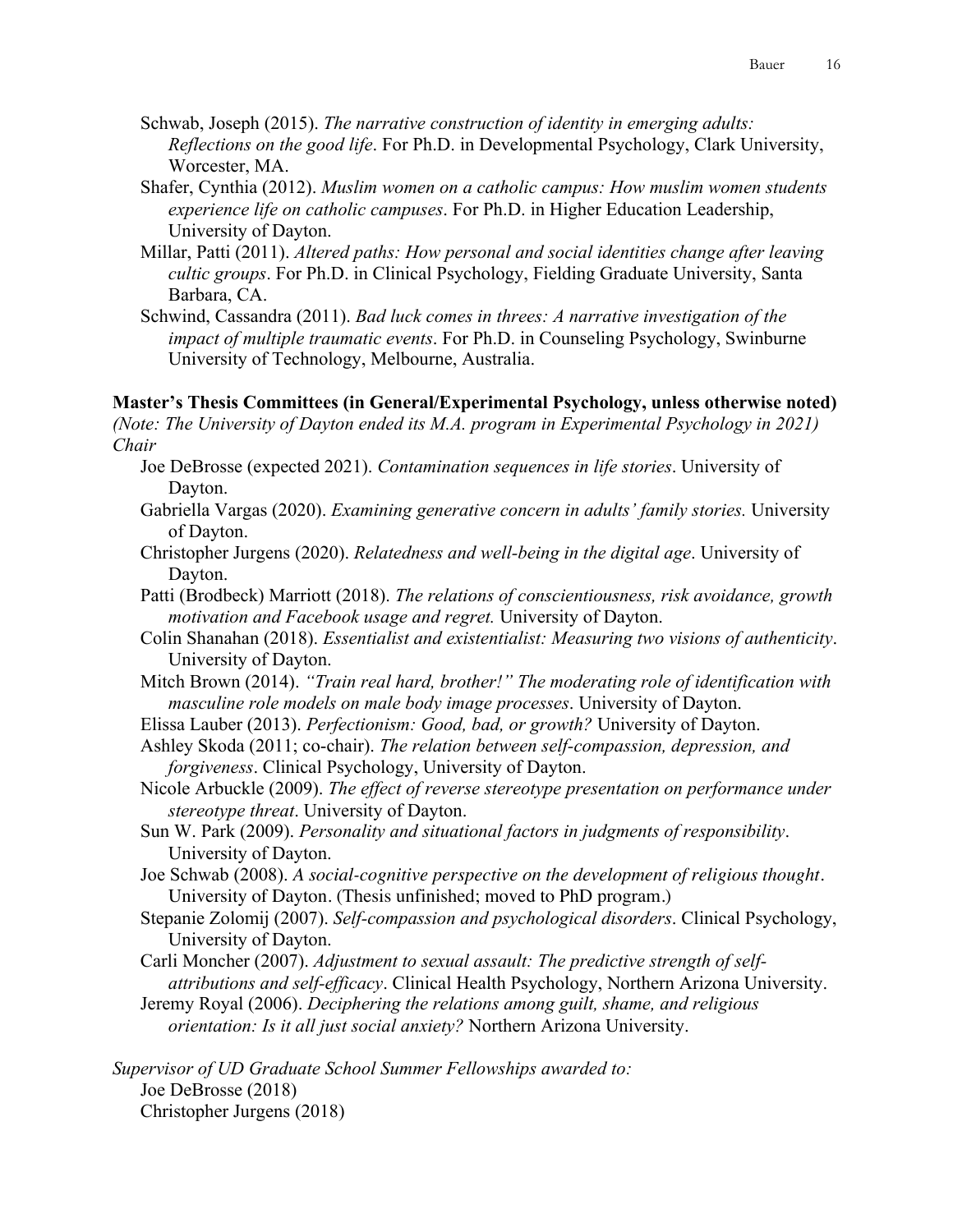Schwab, Joseph (2015). *The narrative construction of identity in emerging adults: Reflections on the good life*. For Ph.D. in Developmental Psychology, Clark University, Worcester, MA.

Shafer, Cynthia (2012). *Muslim women on a catholic campus: How muslim women students experience life on catholic campuses*. For Ph.D. in Higher Education Leadership, University of Dayton.

Millar, Patti (2011). *Altered paths: How personal and social identities change after leaving cultic groups*. For Ph.D. in Clinical Psychology, Fielding Graduate University, Santa Barbara, CA.

Schwind, Cassandra (2011). *Bad luck comes in threes: A narrative investigation of the impact of multiple traumatic events*. For Ph.D. in Counseling Psychology, Swinburne University of Technology, Melbourne, Australia.

**Master's Thesis Committees (in General/Experimental Psychology, unless otherwise noted)**

*(Note: The University of Dayton ended its M.A. program in Experimental Psychology in 2021)*

*Chair*

Joe DeBrosse (expected 2021). *Contamination sequences in life stories*. University of Dayton.

Gabriella Vargas (2020). *Examining generative concern in adults' family stories.* University of Dayton.

Christopher Jurgens (2020). *Relatedness and well-being in the digital age*. University of Dayton.

Patti (Brodbeck) Marriott (2018). *The relations of conscientiousness, risk avoidance, growth motivation and Facebook usage and regret.* University of Dayton.

Colin Shanahan (2018). *Essentialist and existentialist: Measuring two visions of authenticity*. University of Dayton.

Mitch Brown (2014). *"Train real hard, brother!" The moderating role of identification with masculine role models on male body image processes*. University of Dayton.

Elissa Lauber (2013). *Perfectionism: Good, bad, or growth?* University of Dayton.

Ashley Skoda (2011; co-chair). *The relation between self-compassion, depression, and forgiveness*. Clinical Psychology, University of Dayton.

Nicole Arbuckle (2009). *The effect of reverse stereotype presentation on performance under stereotype threat*. University of Dayton.

Sun W. Park (2009). *Personality and situational factors in judgments of responsibility*. University of Dayton.

Joe Schwab (2008). *A social-cognitive perspective on the development of religious thought*. University of Dayton. (Thesis unfinished; moved to PhD program.)

Stepanie Zolomij (2007). *Self-compassion and psychological disorders*. Clinical Psychology, University of Dayton.

Carli Moncher (2007). *Adjustment to sexual assault: The predictive strength of self-attributions and self-efficacy*. Clinical Health Psychology, Northern Arizona University.

Jeremy Royal (2006). *Deciphering the relations among guilt, shame, and religious orientation: Is it all just social anxiety?* Northern Arizona University.

*Supervisor of UD Graduate School Summer Fellowships awarded to:*

Joe DeBrosse (2018)

Christopher Jurgens (2018)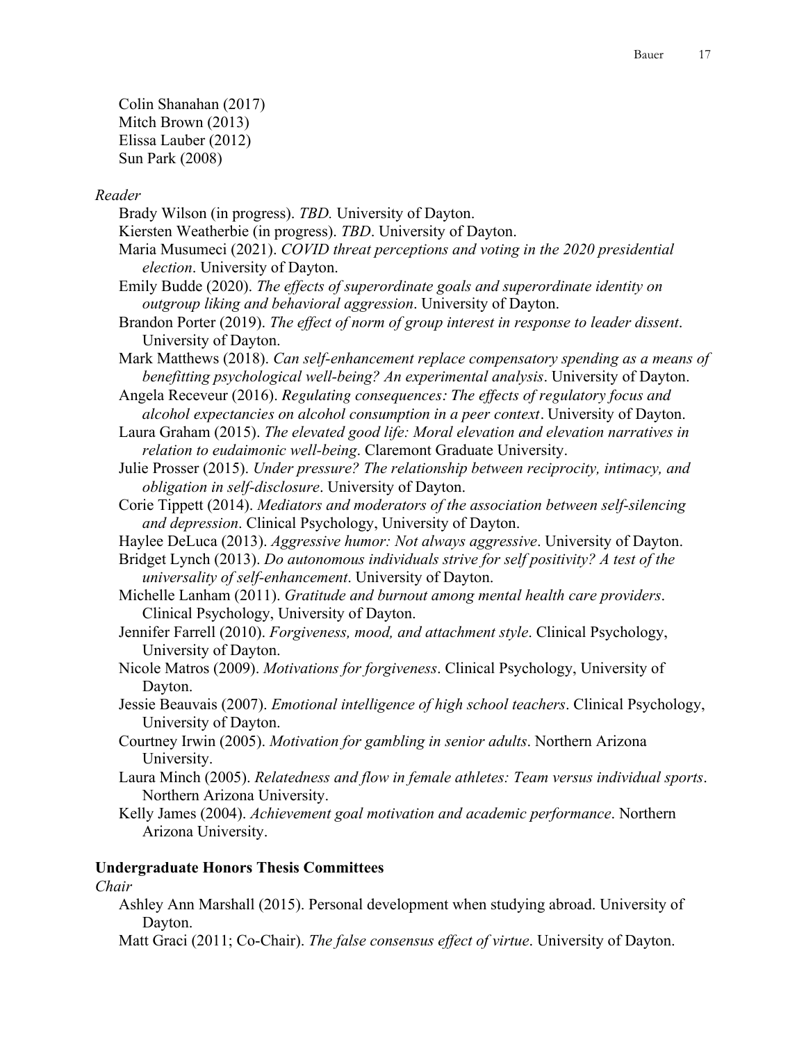Colin Shanahan (2017)
Mitch Brown (2013)
Elissa Lauber (2012)
Sun Park (2008)

*Reader*

Brady Wilson (in progress). *TBD.* University of Dayton.
Kiersten Weatherbie (in progress). *TBD*. University of Dayton.
Maria Musumeci (2021). *COVID threat perceptions and voting in the 2020 presidential election*. University of Dayton.
Emily Budde (2020). *The effects of superordinate goals and superordinate identity on outgroup liking and behavioral aggression*. University of Dayton.
Brandon Porter (2019). *The effect of norm of group interest in response to leader dissent*. University of Dayton.
Mark Matthews (2018). *Can self-enhancement replace compensatory spending as a means of benefitting psychological well-being? An experimental analysis*. University of Dayton.
Angela Receveur (2016). *Regulating consequences: The effects of regulatory focus and alcohol expectancies on alcohol consumption in a peer context*. University of Dayton.
Laura Graham (2015). *The elevated good life: Moral elevation and elevation narratives in relation to eudaimonic well-being*. Claremont Graduate University.
Julie Prosser (2015). *Under pressure? The relationship between reciprocity, intimacy, and obligation in self-disclosure*. University of Dayton.
Corie Tippett (2014). *Mediators and moderators of the association between self-silencing and depression*. Clinical Psychology, University of Dayton.
Haylee DeLuca (2013). *Aggressive humor: Not always aggressive*. University of Dayton.
Bridget Lynch (2013). *Do autonomous individuals strive for self positivity? A test of the universality of self-enhancement*. University of Dayton.
Michelle Lanham (2011). *Gratitude and burnout among mental health care providers*. Clinical Psychology, University of Dayton.
Jennifer Farrell (2010). *Forgiveness, mood, and attachment style*. Clinical Psychology, University of Dayton.
Nicole Matros (2009). *Motivations for forgiveness*. Clinical Psychology, University of Dayton.
Jessie Beauvais (2007). *Emotional intelligence of high school teachers*. Clinical Psychology, University of Dayton.
Courtney Irwin (2005). *Motivation for gambling in senior adults*. Northern Arizona University.
Laura Minch (2005). *Relatedness and flow in female athletes: Team versus individual sports*. Northern Arizona University.
Kelly James (2004). *Achievement goal motivation and academic performance*. Northern Arizona University.

**Undergraduate Honors Thesis Committees**

*Chair*

Ashley Ann Marshall (2015). Personal development when studying abroad. University of Dayton.
Matt Graci (2011; Co-Chair). *The false consensus effect of virtue*. University of Dayton.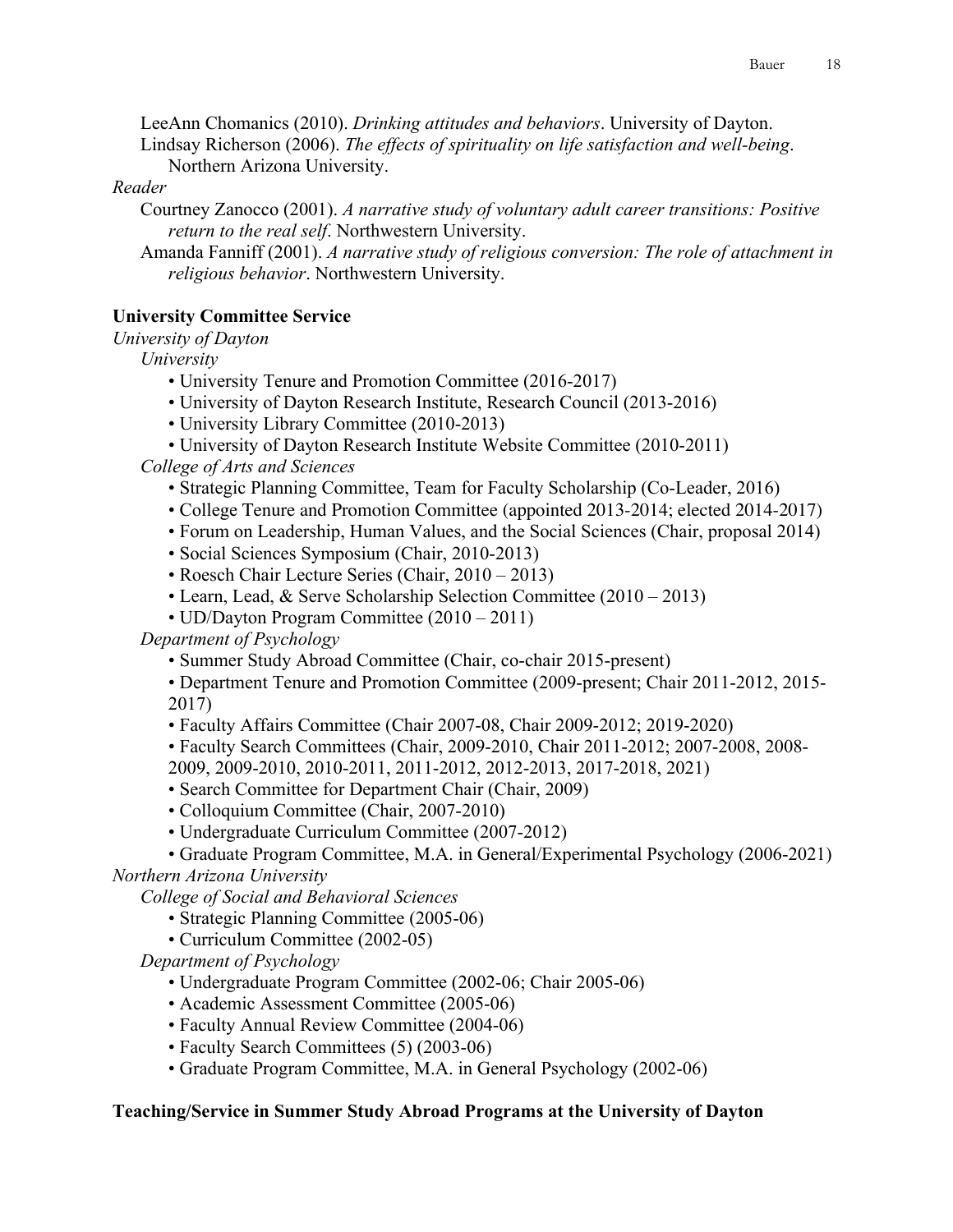LeeAnn Chomanics (2010). *Drinking attitudes and behaviors*. University of Dayton.

Lindsay Richerson (2006). *The effects of spirituality on life satisfaction and well-being*. Northern Arizona University.

*Reader*

Courtney Zanocco (2001). *A narrative study of voluntary adult career transitions: Positive return to the real self*. Northwestern University.

Amanda Fanniff (2001). *A narrative study of religious conversion: The role of attachment in religious behavior*. Northwestern University.

**University Committee Service**

*University of Dayton*

*University*

- University Tenure and Promotion Committee (2016-2017)
- University of Dayton Research Institute, Research Council (2013-2016)
- University Library Committee (2010-2013)
- University of Dayton Research Institute Website Committee (2010-2011)

*College of Arts and Sciences*

- Strategic Planning Committee, Team for Faculty Scholarship (Co-Leader, 2016)
- College Tenure and Promotion Committee (appointed 2013-2014; elected 2014-2017)
- Forum on Leadership, Human Values, and the Social Sciences (Chair, proposal 2014)
- Social Sciences Symposium (Chair, 2010-2013)
- Roesch Chair Lecture Series (Chair, 2010 – 2013)
- Learn, Lead, & Serve Scholarship Selection Committee (2010 – 2013)
- UD/Dayton Program Committee (2010 – 2011)

*Department of Psychology*

- Summer Study Abroad Committee (Chair, co-chair 2015-present)
- Department Tenure and Promotion Committee (2009-present; Chair 2011-2012, 2015-2017)
- Faculty Affairs Committee (Chair 2007-08, Chair 2009-2012; 2019-2020)
- Faculty Search Committees (Chair, 2009-2010, Chair 2011-2012; 2007-2008, 2008-2009, 2009-2010, 2010-2011, 2011-2012, 2012-2013, 2017-2018, 2021)
- Search Committee for Department Chair (Chair, 2009)
- Colloquium Committee (Chair, 2007-2010)
- Undergraduate Curriculum Committee (2007-2012)
- Graduate Program Committee, M.A. in General/Experimental Psychology (2006-2021)

*Northern Arizona University*

*College of Social and Behavioral Sciences*

- Strategic Planning Committee (2005-06)
- Curriculum Committee (2002-05)

*Department of Psychology*

- Undergraduate Program Committee (2002-06; Chair 2005-06)
- Academic Assessment Committee (2005-06)
- Faculty Annual Review Committee (2004-06)
- Faculty Search Committees (5) (2003-06)
- Graduate Program Committee, M.A. in General Psychology (2002-06)

**Teaching/Service in Summer Study Abroad Programs at the University of Dayton**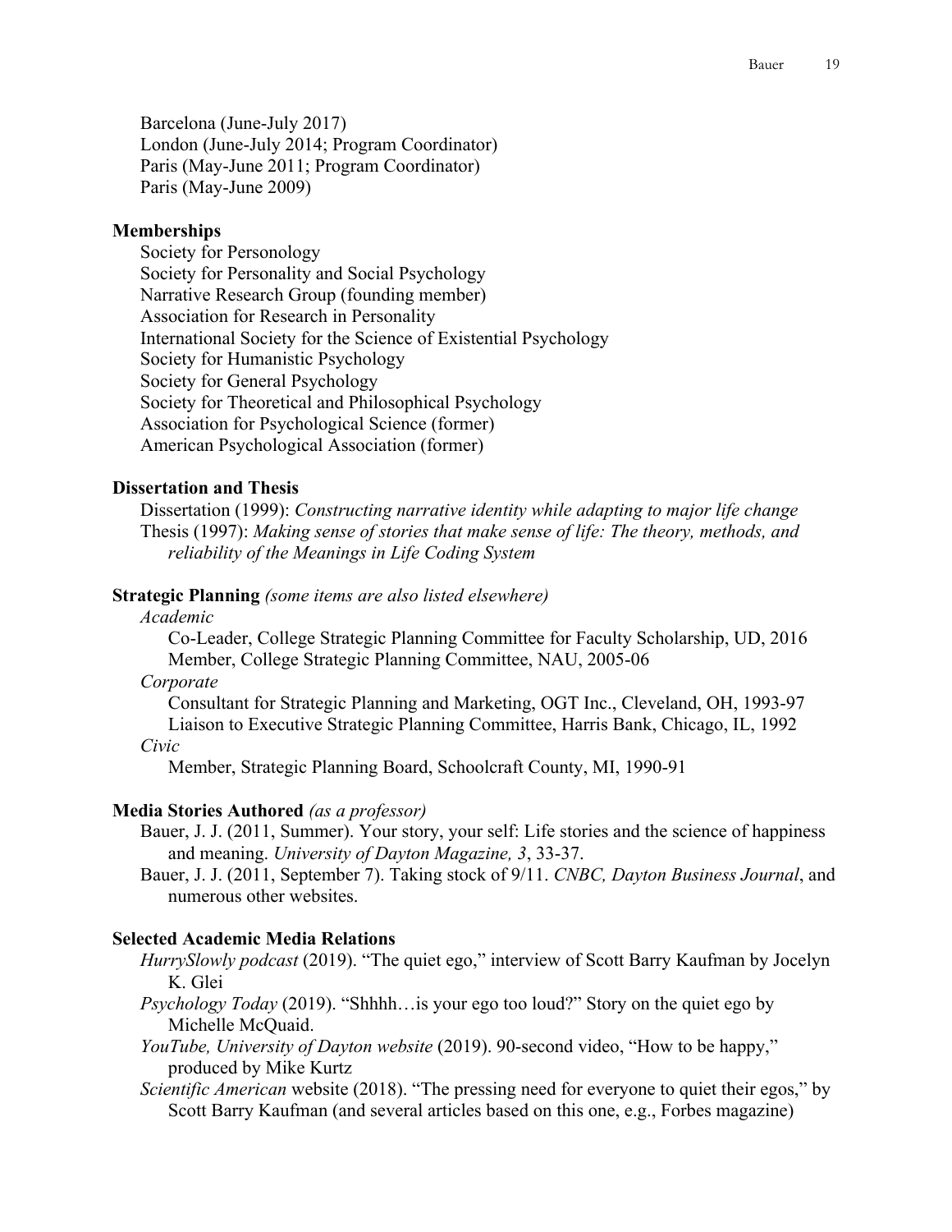Barcelona (June-July 2017)
London (June-July 2014; Program Coordinator)
Paris (May-June 2011; Program Coordinator)
Paris (May-June 2009)

**Memberships**

Society for Personology
Society for Personality and Social Psychology
Narrative Research Group (founding member)
Association for Research in Personality
International Society for the Science of Existential Psychology
Society for Humanistic Psychology
Society for General Psychology
Society for Theoretical and Philosophical Psychology
Association for Psychological Science (former)
American Psychological Association (former)

**Dissertation and Thesis**

Dissertation (1999): *Constructing narrative identity while adapting to major life change*
Thesis (1997): *Making sense of stories that make sense of life: The theory, methods, and reliability of the Meanings in Life Coding System*

**Strategic Planning** *(some items are also listed elsewhere)*

*Academic*

Co-Leader, College Strategic Planning Committee for Faculty Scholarship, UD, 2016
Member, College Strategic Planning Committee, NAU, 2005-06

*Corporate*

Consultant for Strategic Planning and Marketing, OGT Inc., Cleveland, OH, 1993-97
Liaison to Executive Strategic Planning Committee, Harris Bank, Chicago, IL, 1992

*Civic*

Member, Strategic Planning Board, Schoolcraft County, MI, 1990-91

**Media Stories Authored** *(as a professor)*

Bauer, J. J. (2011, Summer). Your story, your self: Life stories and the science of happiness and meaning. *University of Dayton Magazine, 3*, 33-37.

Bauer, J. J. (2011, September 7). Taking stock of 9/11. *CNBC, Dayton Business Journal*, and numerous other websites.

**Selected Academic Media Relations**

*HurrySlowly podcast* (2019). "The quiet ego," interview of Scott Barry Kaufman by Jocelyn K. Glei

*Psychology Today* (2019). "Shhhh…is your ego too loud?" Story on the quiet ego by Michelle McQuaid.

*YouTube, University of Dayton website* (2019). 90-second video, "How to be happy," produced by Mike Kurtz

*Scientific American* website (2018). "The pressing need for everyone to quiet their egos," by Scott Barry Kaufman (and several articles based on this one, e.g., Forbes magazine)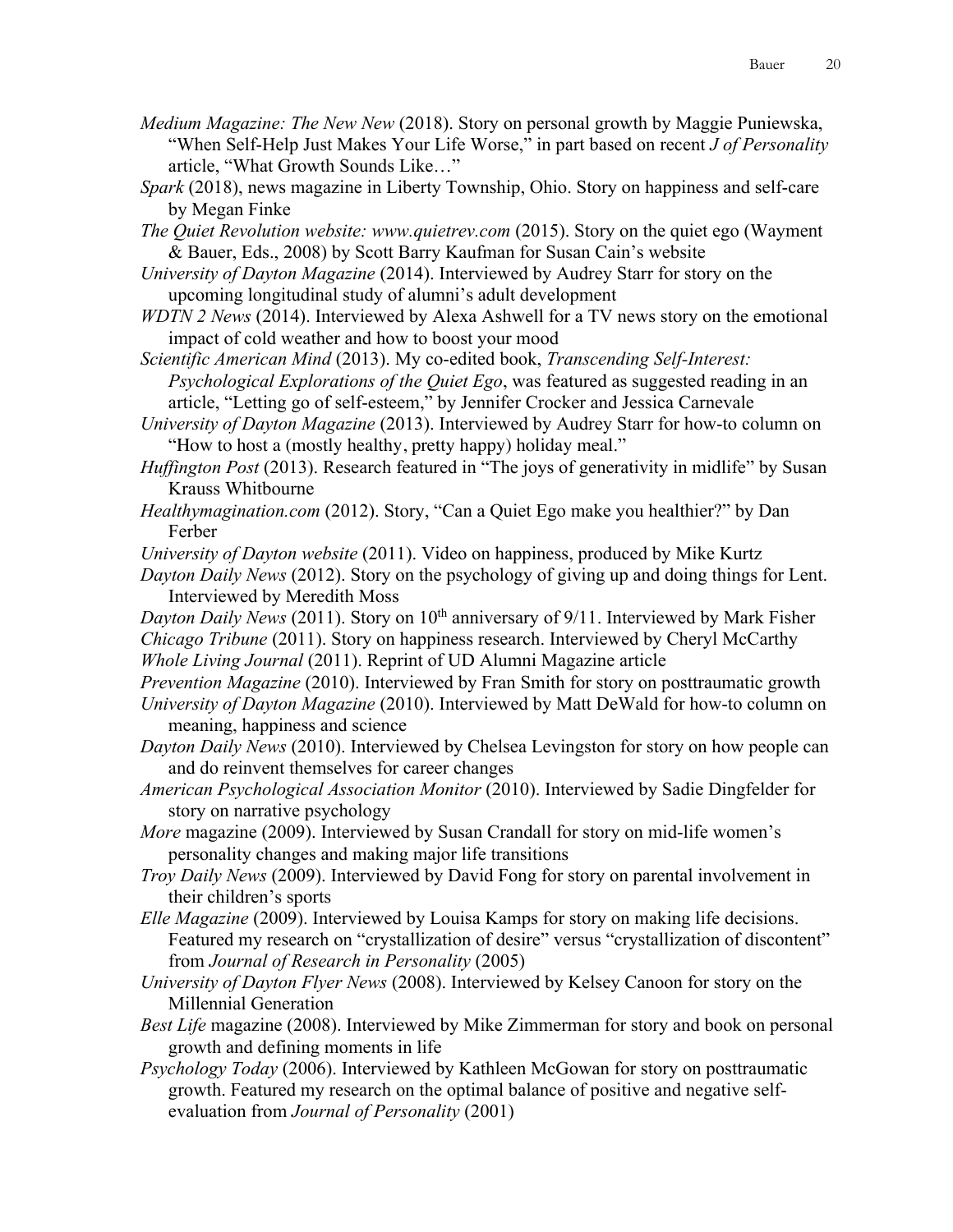*Medium Magazine: The New New* (2018). Story on personal growth by Maggie Puniewska, "When Self-Help Just Makes Your Life Worse," in part based on recent *J of Personality* article, "What Growth Sounds Like…"

*Spark* (2018), news magazine in Liberty Township, Ohio. Story on happiness and self-care by Megan Finke

*The Quiet Revolution website: www.quietrev.com* (2015). Story on the quiet ego (Wayment & Bauer, Eds., 2008) by Scott Barry Kaufman for Susan Cain's website

*University of Dayton Magazine* (2014). Interviewed by Audrey Starr for story on the upcoming longitudinal study of alumni's adult development

*WDTN 2 News* (2014). Interviewed by Alexa Ashwell for a TV news story on the emotional impact of cold weather and how to boost your mood

*Scientific American Mind* (2013). My co-edited book, *Transcending Self-Interest: Psychological Explorations of the Quiet Ego*, was featured as suggested reading in an article, "Letting go of self-esteem," by Jennifer Crocker and Jessica Carnevale

*University of Dayton Magazine* (2013). Interviewed by Audrey Starr for how-to column on "How to host a (mostly healthy, pretty happy) holiday meal."

*Huffington Post* (2013). Research featured in "The joys of generativity in midlife" by Susan Krauss Whitbourne

*Healthymagination.com* (2012). Story, "Can a Quiet Ego make you healthier?" by Dan Ferber

*University of Dayton website* (2011). Video on happiness, produced by Mike Kurtz

*Dayton Daily News* (2012). Story on the psychology of giving up and doing things for Lent. Interviewed by Meredith Moss

*Dayton Daily News* (2011). Story on 10th anniversary of 9/11. Interviewed by Mark Fisher

*Chicago Tribune* (2011). Story on happiness research. Interviewed by Cheryl McCarthy

*Whole Living Journal* (2011). Reprint of UD Alumni Magazine article

*Prevention Magazine* (2010). Interviewed by Fran Smith for story on posttraumatic growth

*University of Dayton Magazine* (2010). Interviewed by Matt DeWald for how-to column on meaning, happiness and science

*Dayton Daily News* (2010). Interviewed by Chelsea Levingston for story on how people can and do reinvent themselves for career changes

*American Psychological Association Monitor* (2010). Interviewed by Sadie Dingfelder for story on narrative psychology

*More* magazine (2009). Interviewed by Susan Crandall for story on mid-life women's personality changes and making major life transitions

*Troy Daily News* (2009). Interviewed by David Fong for story on parental involvement in their children's sports

*Elle Magazine* (2009). Interviewed by Louisa Kamps for story on making life decisions. Featured my research on "crystallization of desire" versus "crystallization of discontent" from *Journal of Research in Personality* (2005)

*University of Dayton Flyer News* (2008). Interviewed by Kelsey Canoon for story on the Millennial Generation

*Best Life* magazine (2008). Interviewed by Mike Zimmerman for story and book on personal growth and defining moments in life

*Psychology Today* (2006). Interviewed by Kathleen McGowan for story on posttraumatic growth. Featured my research on the optimal balance of positive and negative self-evaluation from *Journal of Personality* (2001)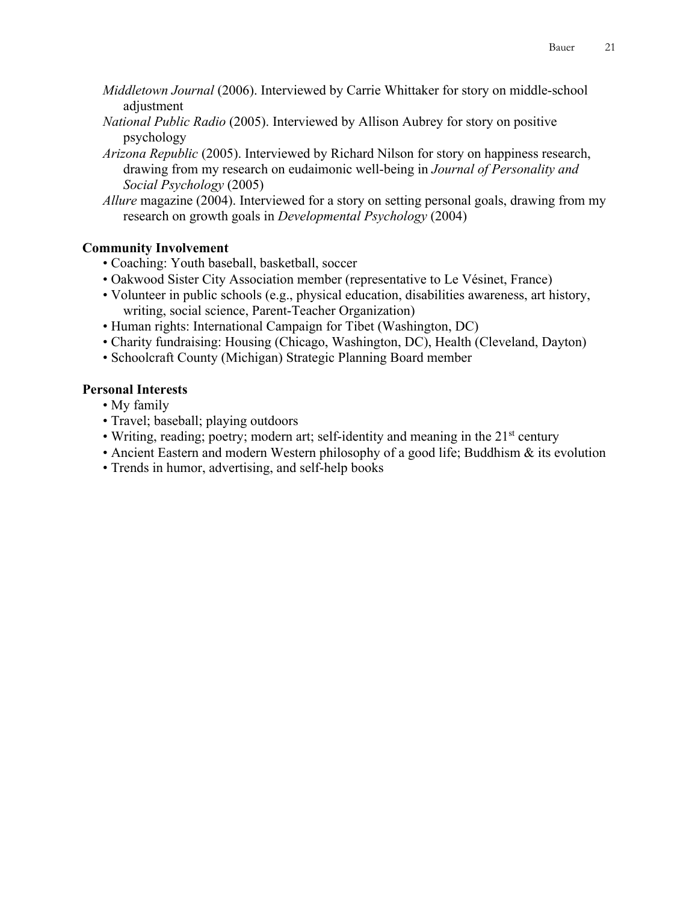*Middletown Journal* (2006). Interviewed by Carrie Whittaker for story on middle-school adjustment

*National Public Radio* (2005). Interviewed by Allison Aubrey for story on positive psychology

*Arizona Republic* (2005). Interviewed by Richard Nilson for story on happiness research, drawing from my research on eudaimonic well-being in *Journal of Personality and Social Psychology* (2005)

*Allure* magazine (2004). Interviewed for a story on setting personal goals, drawing from my research on growth goals in *Developmental Psychology* (2004)

**Community Involvement**

- Coaching: Youth baseball, basketball, soccer
- Oakwood Sister City Association member (representative to Le Vésinet, France)
- Volunteer in public schools (e.g., physical education, disabilities awareness, art history, writing, social science, Parent-Teacher Organization)
- Human rights: International Campaign for Tibet (Washington, DC)
- Charity fundraising: Housing (Chicago, Washington, DC), Health (Cleveland, Dayton)
- Schoolcraft County (Michigan) Strategic Planning Board member

**Personal Interests**

- My family
- Travel; baseball; playing outdoors
- Writing, reading; poetry; modern art; self-identity and meaning in the 21st century
- Ancient Eastern and modern Western philosophy of a good life; Buddhism & its evolution
- Trends in humor, advertising, and self-help books